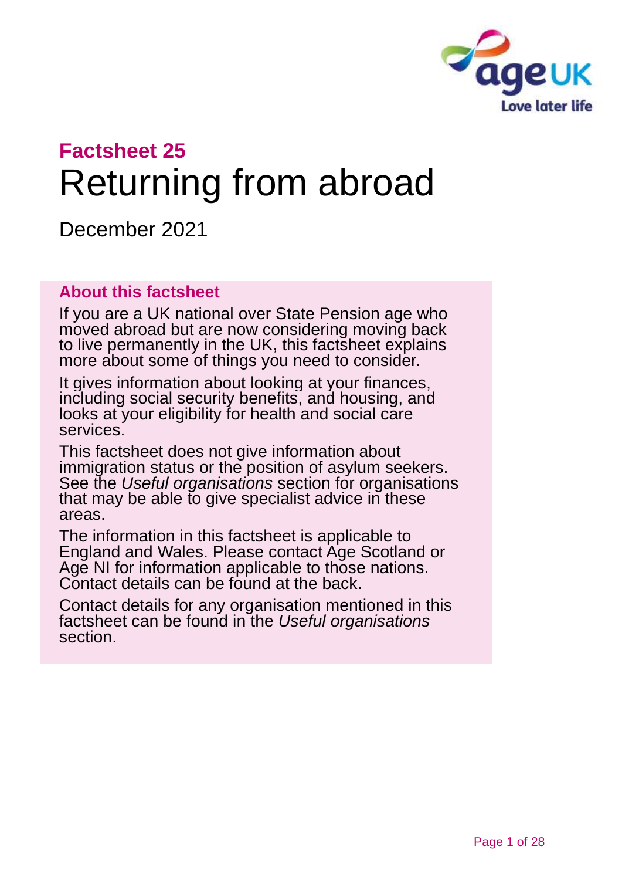# Factsheet 25

# Returning from abroad

December 2021

## About this factsheet

If you are a UK national over State Pension age who moved abroad but are now considering moving back to live permanently in the UK, this factsheet explains more about some of things you need to consider.

It gives information about looking at your finances, including social security benefits, and housing, and looks at your eligibility for health and social care services.

This factsheet does not give information about immigration status or the position of asylum seekers. See the *Useful organisations* section for organisations that may be able to give specialist advice in these areas.

The information in this factsheet is applicable to England and Wales. Please contact Age Scotland or Age NI for information applicable to those nations. Contact details can be found at the back.

Contact details for any organisation mentioned in this factsheet can be found in the *Useful organisations* section.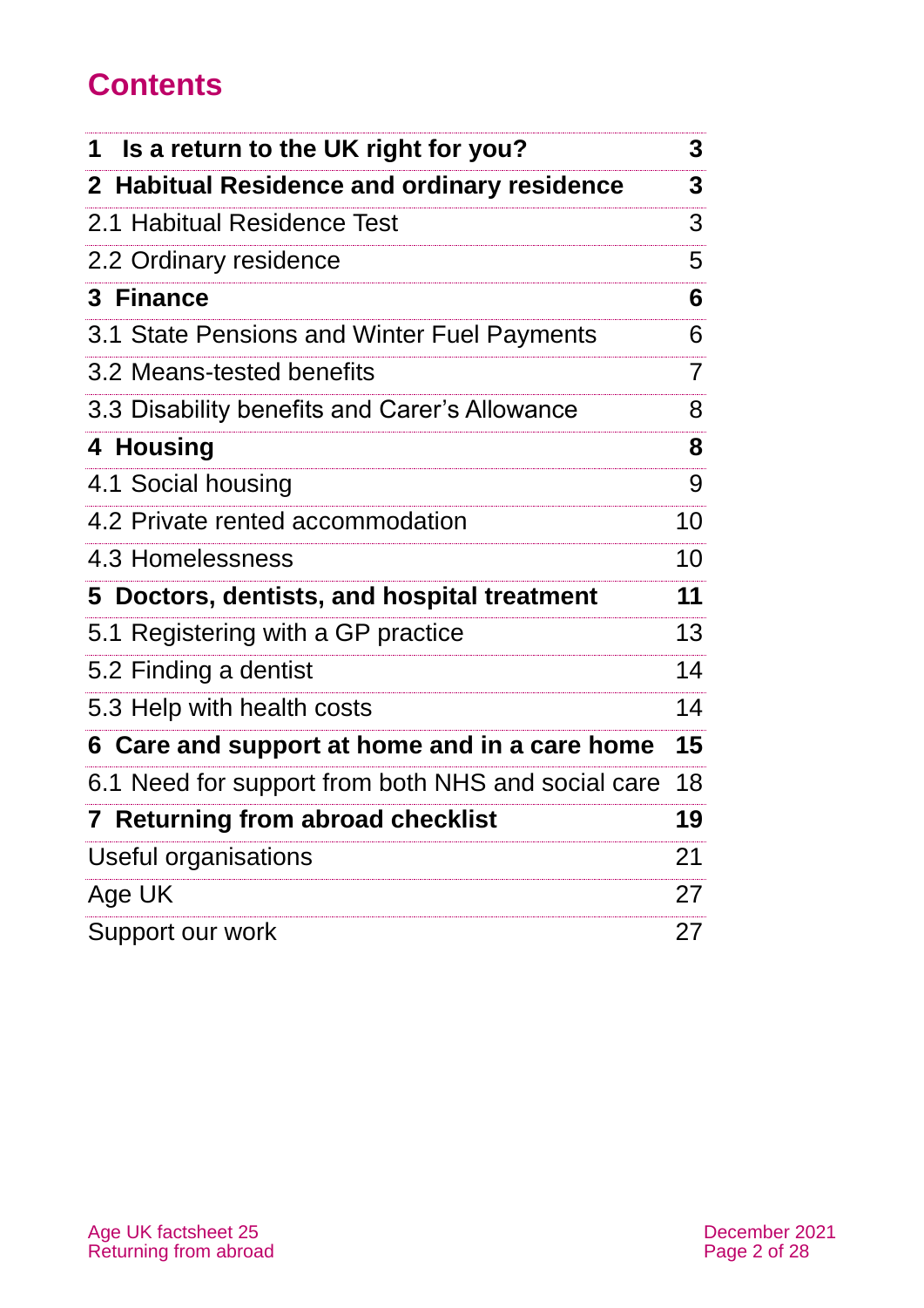# Contents

| | |
|---|---|
| **1 Is a return to the UK right for you?** | **3** |
| **2 Habitual Residence and ordinary residence** | **3** |
| 2.1 Habitual Residence Test | 3 |
| 2.2 Ordinary residence | 5 |
| **3 Finance** | **6** |
| 3.1 State Pensions and Winter Fuel Payments | 6 |
| 3.2 Means-tested benefits | 7 |
| 3.3 Disability benefits and Carer's Allowance | 8 |
| **4 Housing** | **8** |
| 4.1 Social housing | 9 |
| 4.2 Private rented accommodation | 10 |
| 4.3 Homelessness | 10 |
| **5 Doctors, dentists, and hospital treatment** | **11** |
| 5.1 Registering with a GP practice | 13 |
| 5.2 Finding a dentist | 14 |
| 5.3 Help with health costs | 14 |
| **6 Care and support at home and in a care home** | **15** |
| 6.1 Need for support from both NHS and social care | 18 |
| **7 Returning from abroad checklist** | **19** |
| Useful organisations | 21 |
| Age UK | 27 |
| Support our work | 27 |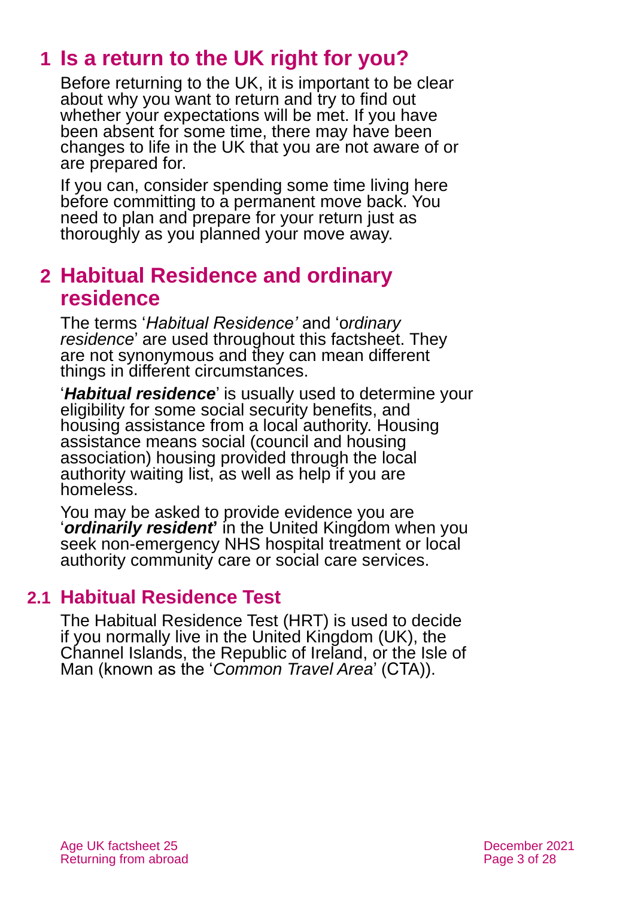# 1 Is a return to the UK right for you?

Before returning to the UK, it is important to be clear about why you want to return and try to find out whether your expectations will be met. If you have been absent for some time, there may have been changes to life in the UK that you are not aware of or are prepared for.

If you can, consider spending some time living here before committing to a permanent move back. You need to plan and prepare for your return just as thoroughly as you planned your move away.

# 2 Habitual Residence and ordinary residence

The terms '*Habitual Residence'* and 'o*rdinary residence*' are used throughout this factsheet. They are not synonymous and they can mean different things in different circumstances.

'***Habitual residence***' is usually used to determine your eligibility for some social security benefits, and housing assistance from a local authority. Housing assistance means social (council and housing association) housing provided through the local authority waiting list, as well as help if you are homeless.

You may be asked to provide evidence you are '***ordinarily resident***' in the United Kingdom when you seek non-emergency NHS hospital treatment or local authority community care or social care services.

## 2.1 Habitual Residence Test

The Habitual Residence Test (HRT) is used to decide if you normally live in the United Kingdom (UK), the Channel Islands, the Republic of Ireland, or the Isle of Man (known as the '*Common Travel Area*' (CTA)).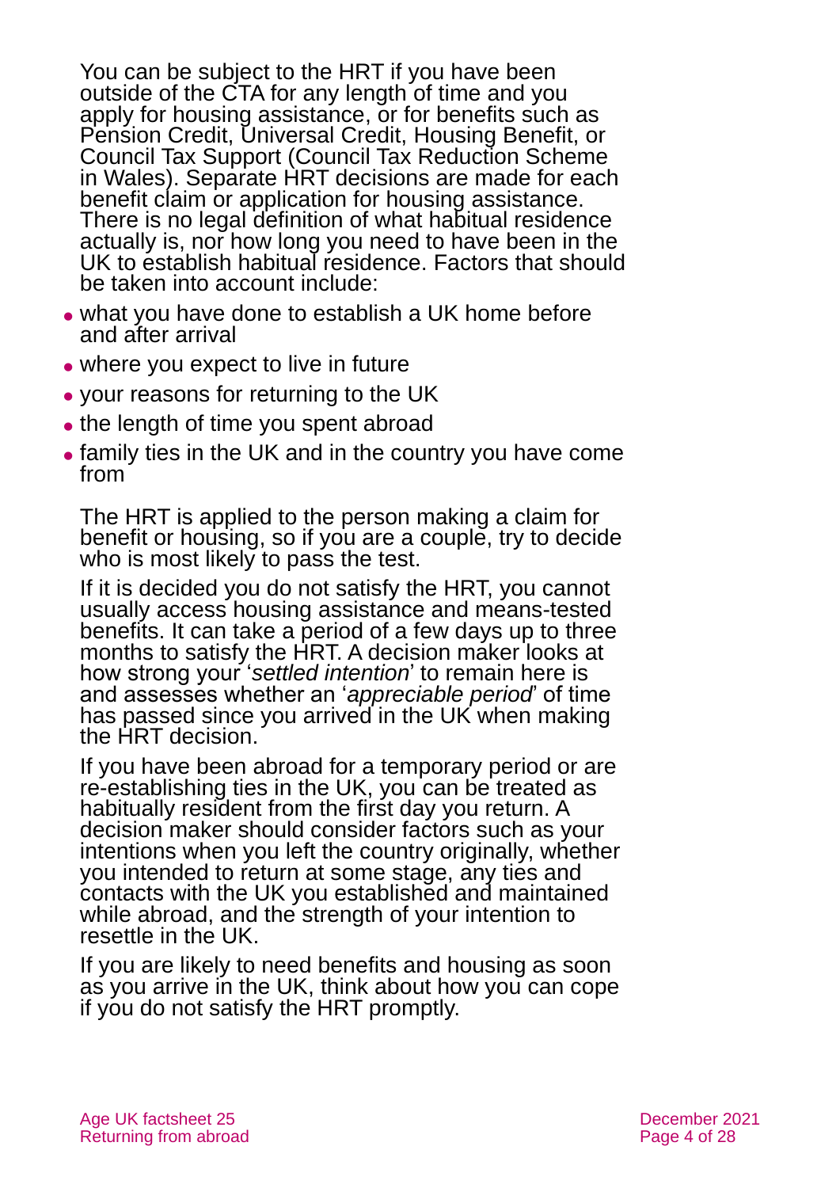You can be subject to the HRT if you have been outside of the CTA for any length of time and you apply for housing assistance, or for benefits such as Pension Credit, Universal Credit, Housing Benefit, or Council Tax Support (Council Tax Reduction Scheme in Wales). Separate HRT decisions are made for each benefit claim or application for housing assistance. There is no legal definition of what habitual residence actually is, nor how long you need to have been in the UK to establish habitual residence. Factors that should be taken into account include:

- what you have done to establish a UK home before and after arrival
- where you expect to live in future
- your reasons for returning to the UK
- the length of time you spent abroad
- family ties in the UK and in the country you have come from

The HRT is applied to the person making a claim for benefit or housing, so if you are a couple, try to decide who is most likely to pass the test.

If it is decided you do not satisfy the HRT, you cannot usually access housing assistance and means-tested benefits. It can take a period of a few days up to three months to satisfy the HRT. A decision maker looks at how strong your '*settled intention*' to remain here is and assesses whether an '*appreciable period*' of time has passed since you arrived in the UK when making the HRT decision.

If you have been abroad for a temporary period or are re-establishing ties in the UK, you can be treated as habitually resident from the first day you return. A decision maker should consider factors such as your intentions when you left the country originally, whether you intended to return at some stage, any ties and contacts with the UK you established and maintained while abroad, and the strength of your intention to resettle in the UK.

If you are likely to need benefits and housing as soon as you arrive in the UK, think about how you can cope if you do not satisfy the HRT promptly.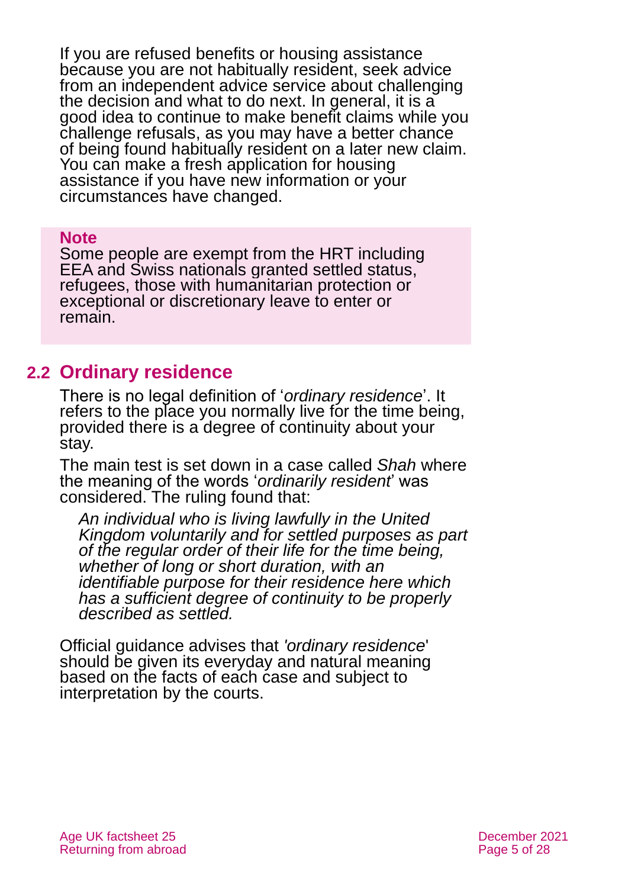If you are refused benefits or housing assistance because you are not habitually resident, seek advice from an independent advice service about challenging the decision and what to do next. In general, it is a good idea to continue to make benefit claims while you challenge refusals, as you may have a better chance of being found habitually resident on a later new claim. You can make a fresh application for housing assistance if you have new information or your circumstances have changed.

> **Note**
> Some people are exempt from the HRT including EEA and Swiss nationals granted settled status, refugees, those with humanitarian protection or exceptional or discretionary leave to enter or remain.

## 2.2 Ordinary residence

There is no legal definition of '*ordinary residence*'. It refers to the place you normally live for the time being, provided there is a degree of continuity about your stay.

The main test is set down in a case called *Shah* where the meaning of the words '*ordinarily resident*' was considered. The ruling found that:

> *An individual who is living lawfully in the United Kingdom voluntarily and for settled purposes as part of the regular order of their life for the time being, whether of long or short duration, with an identifiable purpose for their residence here which has a sufficient degree of continuity to be properly described as settled.*

Official guidance advises that *'ordinary residence*' should be given its everyday and natural meaning based on the facts of each case and subject to interpretation by the courts.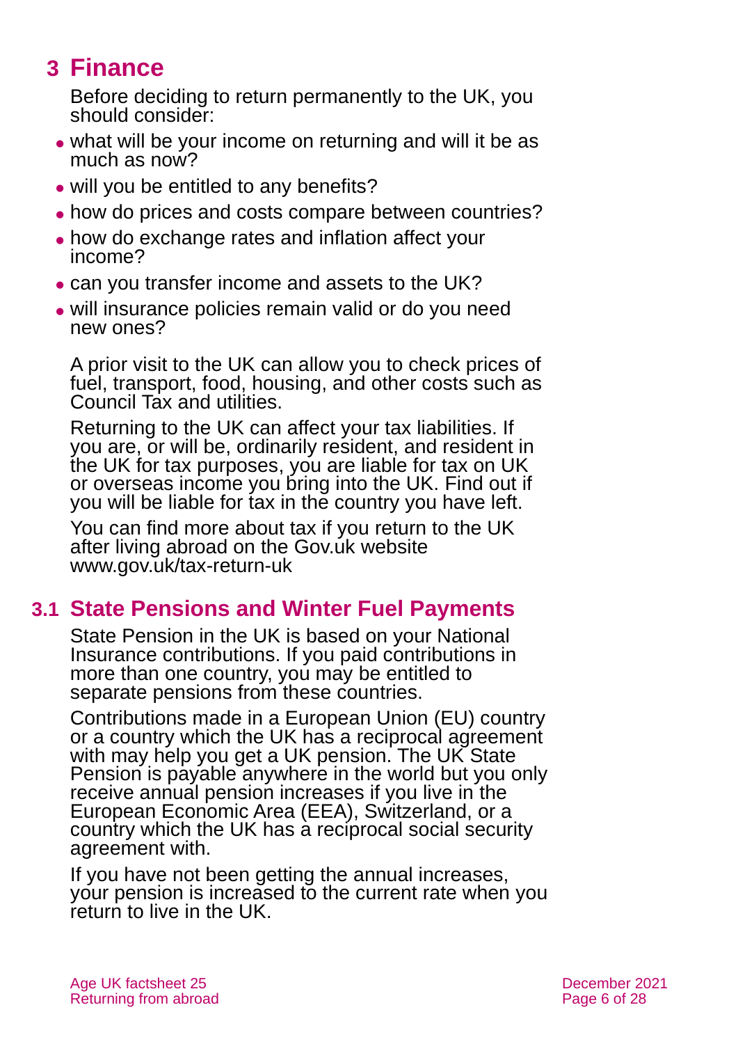# 3 Finance

Before deciding to return permanently to the UK, you should consider:

- what will be your income on returning and will it be as much as now?
- will you be entitled to any benefits?
- how do prices and costs compare between countries?
- how do exchange rates and inflation affect your income?
- can you transfer income and assets to the UK?
- will insurance policies remain valid or do you need new ones?

A prior visit to the UK can allow you to check prices of fuel, transport, food, housing, and other costs such as Council Tax and utilities.

Returning to the UK can affect your tax liabilities. If you are, or will be, ordinarily resident, and resident in the UK for tax purposes, you are liable for tax on UK or overseas income you bring into the UK. Find out if you will be liable for tax in the country you have left.

You can find more about tax if you return to the UK after living abroad on the Gov.uk website www.gov.uk/tax-return-uk

## 3.1 State Pensions and Winter Fuel Payments

State Pension in the UK is based on your National Insurance contributions. If you paid contributions in more than one country, you may be entitled to separate pensions from these countries.

Contributions made in a European Union (EU) country or a country which the UK has a reciprocal agreement with may help you get a UK pension. The UK State Pension is payable anywhere in the world but you only receive annual pension increases if you live in the European Economic Area (EEA), Switzerland, or a country which the UK has a reciprocal social security agreement with.

If you have not been getting the annual increases, your pension is increased to the current rate when you return to live in the UK.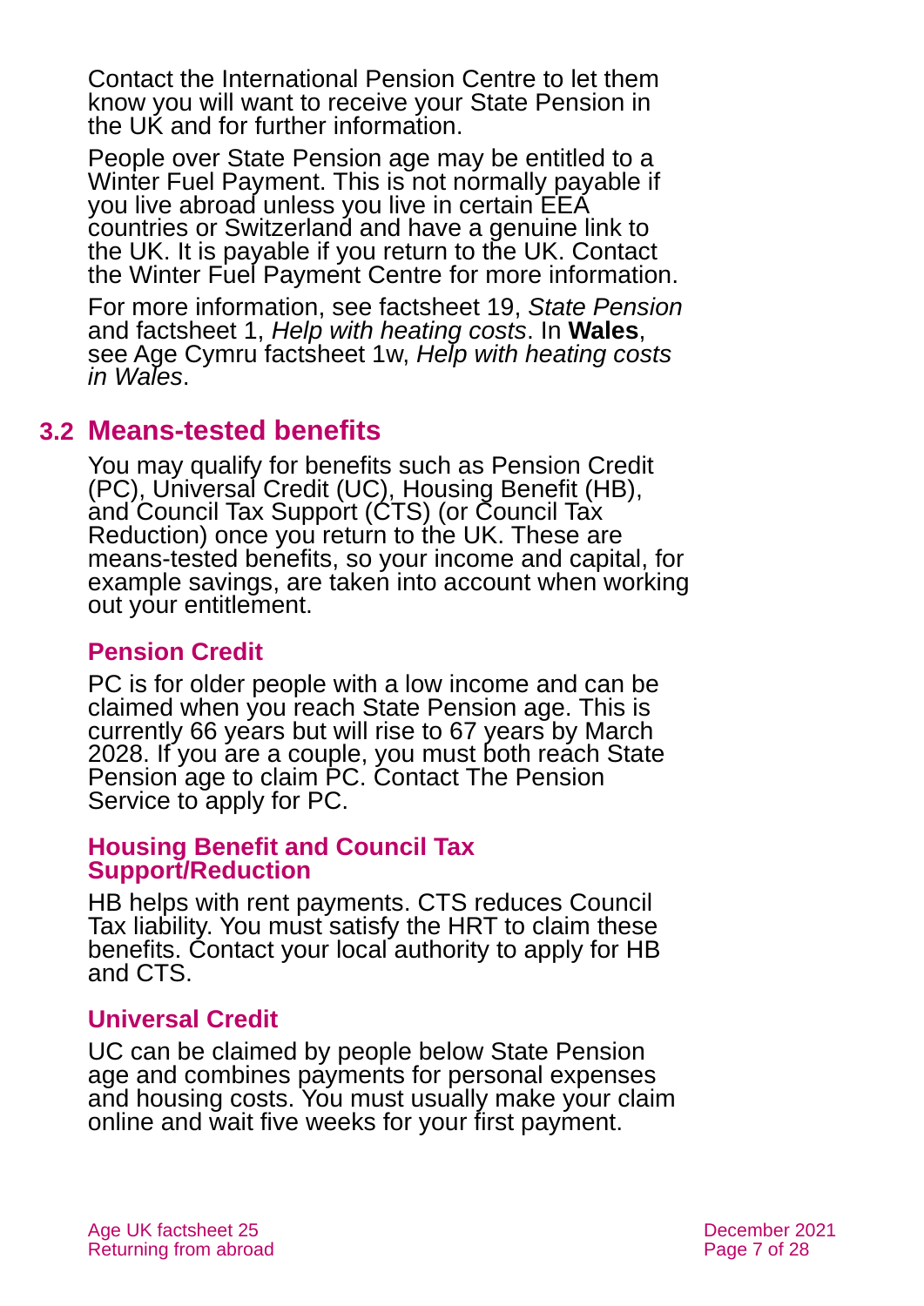Contact the International Pension Centre to let them know you will want to receive your State Pension in the UK and for further information.

People over State Pension age may be entitled to a Winter Fuel Payment. This is not normally payable if you live abroad unless you live in certain EEA countries or Switzerland and have a genuine link to the UK. It is payable if you return to the UK. Contact the Winter Fuel Payment Centre for more information.

For more information, see factsheet 19, *State Pension* and factsheet 1, *Help with heating costs*. In **Wales**, see Age Cymru factsheet 1w, *Help with heating costs in Wales*.

## 3.2 Means-tested benefits

You may qualify for benefits such as Pension Credit (PC), Universal Credit (UC), Housing Benefit (HB), and Council Tax Support (CTS) (or Council Tax Reduction) once you return to the UK. These are means-tested benefits, so your income and capital, for example savings, are taken into account when working out your entitlement.

### Pension Credit

PC is for older people with a low income and can be claimed when you reach State Pension age. This is currently 66 years but will rise to 67 years by March 2028. If you are a couple, you must both reach State Pension age to claim PC. Contact The Pension Service to apply for PC.

### Housing Benefit and Council Tax Support/Reduction

HB helps with rent payments. CTS reduces Council Tax liability. You must satisfy the HRT to claim these benefits. Contact your local authority to apply for HB and CTS.

### Universal Credit

UC can be claimed by people below State Pension age and combines payments for personal expenses and housing costs. You must usually make your claim online and wait five weeks for your first payment.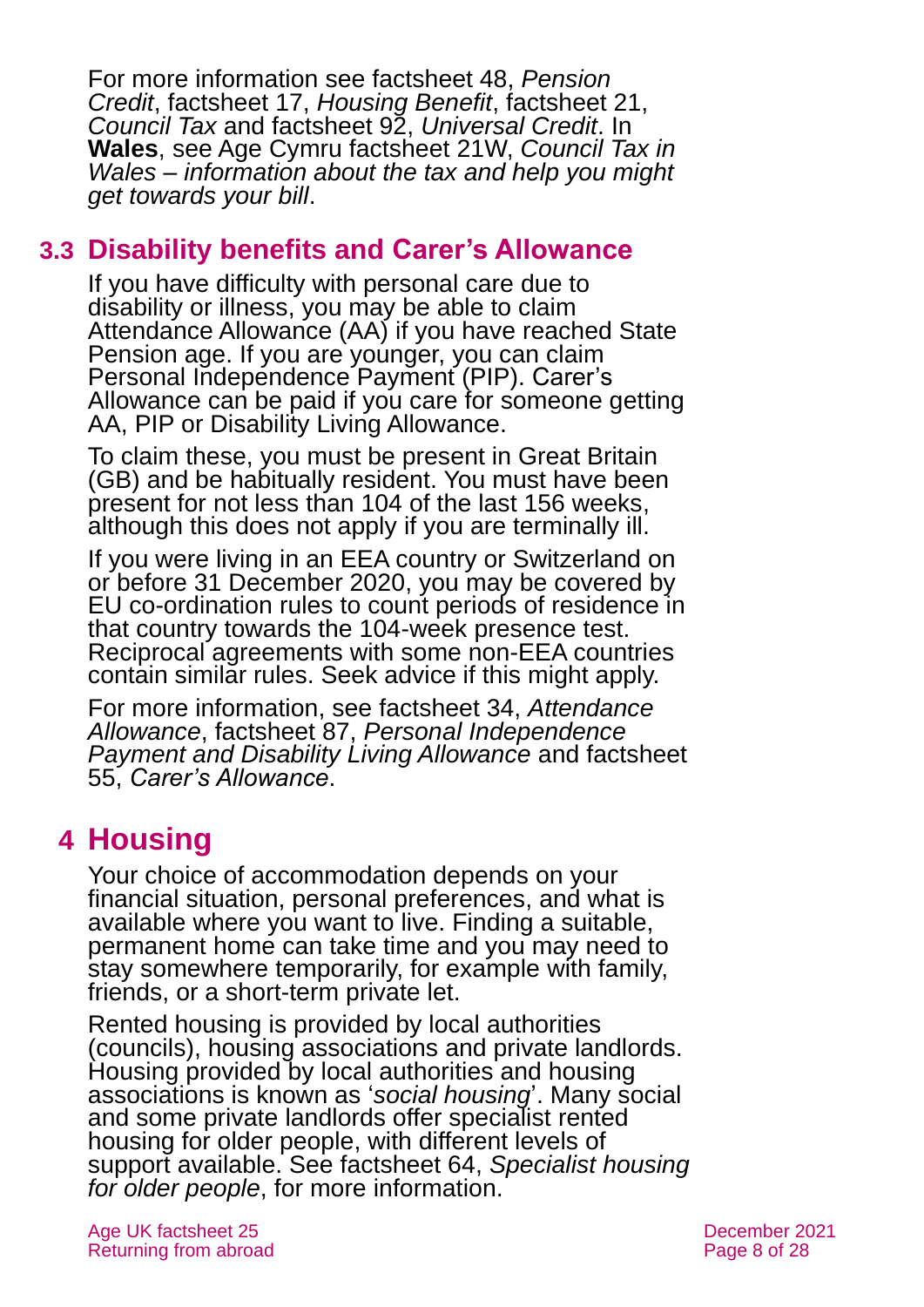For more information see factsheet 48, *Pension Credit*, factsheet 17, *Housing Benefit*, factsheet 21, *Council Tax* and factsheet 92, *Universal Credit*. In **Wales**, see Age Cymru factsheet 21W, *Council Tax in Wales – information about the tax and help you might get towards your bill*.

## 3.3 Disability benefits and Carer's Allowance

If you have difficulty with personal care due to disability or illness, you may be able to claim Attendance Allowance (AA) if you have reached State Pension age. If you are younger, you can claim Personal Independence Payment (PIP). Carer's Allowance can be paid if you care for someone getting AA, PIP or Disability Living Allowance.

To claim these, you must be present in Great Britain (GB) and be habitually resident. You must have been present for not less than 104 of the last 156 weeks, although this does not apply if you are terminally ill.

If you were living in an EEA country or Switzerland on or before 31 December 2020, you may be covered by EU co-ordination rules to count periods of residence in that country towards the 104-week presence test. Reciprocal agreements with some non-EEA countries contain similar rules. Seek advice if this might apply.

For more information, see factsheet 34, *Attendance Allowance*, factsheet 87, *Personal Independence Payment and Disability Living Allowance* and factsheet 55, *Carer's Allowance*.

# 4 Housing

Your choice of accommodation depends on your financial situation, personal preferences, and what is available where you want to live. Finding a suitable, permanent home can take time and you may need to stay somewhere temporarily, for example with family, friends, or a short-term private let.

Rented housing is provided by local authorities (councils), housing associations and private landlords. Housing provided by local authorities and housing associations is known as '*social housing*'. Many social and some private landlords offer specialist rented housing for older people, with different levels of support available. See factsheet 64, *Specialist housing for older people*, for more information.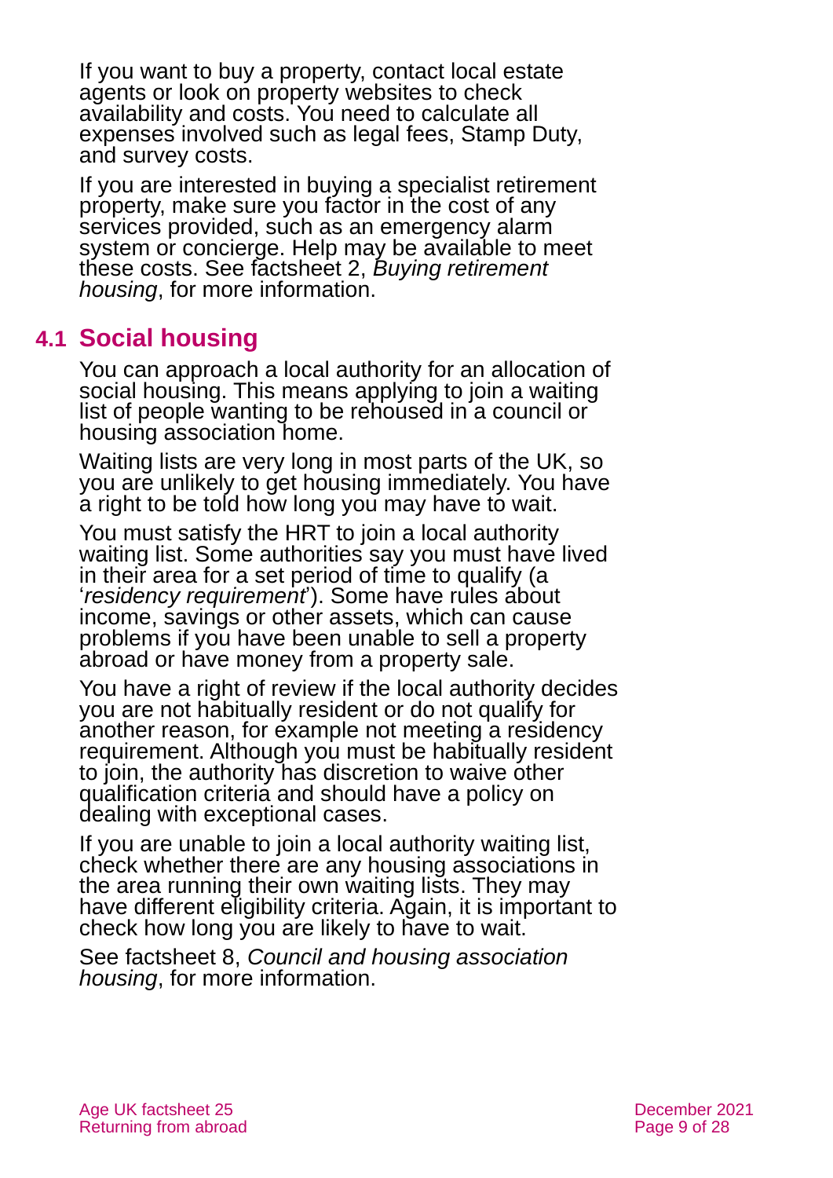If you want to buy a property, contact local estate agents or look on property websites to check availability and costs. You need to calculate all expenses involved such as legal fees, Stamp Duty, and survey costs.

If you are interested in buying a specialist retirement property, make sure you factor in the cost of any services provided, such as an emergency alarm system or concierge. Help may be available to meet these costs. See factsheet 2, *Buying retirement housing*, for more information.

## 4.1 Social housing

You can approach a local authority for an allocation of social housing. This means applying to join a waiting list of people wanting to be rehoused in a council or housing association home.

Waiting lists are very long in most parts of the UK, so you are unlikely to get housing immediately. You have a right to be told how long you may have to wait.

You must satisfy the HRT to join a local authority waiting list. Some authorities say you must have lived in their area for a set period of time to qualify (a '*residency requirement*'). Some have rules about income, savings or other assets, which can cause problems if you have been unable to sell a property abroad or have money from a property sale.

You have a right of review if the local authority decides you are not habitually resident or do not qualify for another reason, for example not meeting a residency requirement. Although you must be habitually resident to join, the authority has discretion to waive other qualification criteria and should have a policy on dealing with exceptional cases.

If you are unable to join a local authority waiting list, check whether there are any housing associations in the area running their own waiting lists. They may have different eligibility criteria. Again, it is important to check how long you are likely to have to wait.

See factsheet 8, *Council and housing association housing*, for more information.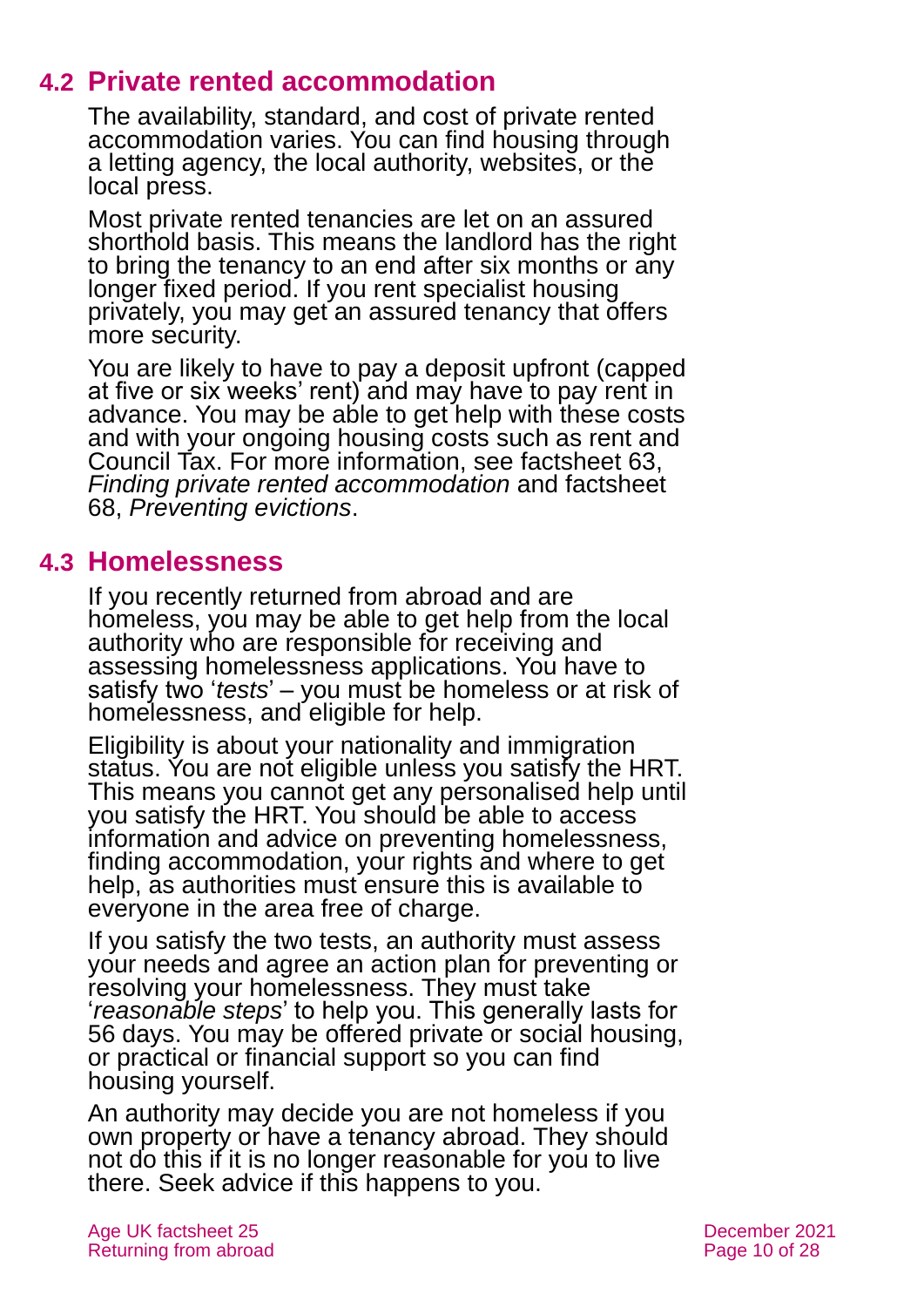## 4.2 Private rented accommodation

The availability, standard, and cost of private rented accommodation varies. You can find housing through a letting agency, the local authority, websites, or the local press.

Most private rented tenancies are let on an assured shorthold basis. This means the landlord has the right to bring the tenancy to an end after six months or any longer fixed period. If you rent specialist housing privately, you may get an assured tenancy that offers more security.

You are likely to have to pay a deposit upfront (capped at five or six weeks' rent) and may have to pay rent in advance. You may be able to get help with these costs and with your ongoing housing costs such as rent and Council Tax. For more information, see factsheet 63, *Finding private rented accommodation* and factsheet 68, *Preventing evictions*.

## 4.3 Homelessness

If you recently returned from abroad and are homeless, you may be able to get help from the local authority who are responsible for receiving and assessing homelessness applications. You have to satisfy two '*tests*' – you must be homeless or at risk of homelessness, and eligible for help.

Eligibility is about your nationality and immigration status. You are not eligible unless you satisfy the HRT. This means you cannot get any personalised help until you satisfy the HRT. You should be able to access information and advice on preventing homelessness, finding accommodation, your rights and where to get help, as authorities must ensure this is available to everyone in the area free of charge.

If you satisfy the two tests, an authority must assess your needs and agree an action plan for preventing or resolving your homelessness. They must take '*reasonable steps*' to help you. This generally lasts for 56 days. You may be offered private or social housing, or practical or financial support so you can find housing yourself.

An authority may decide you are not homeless if you own property or have a tenancy abroad. They should not do this if it is no longer reasonable for you to live there. Seek advice if this happens to you.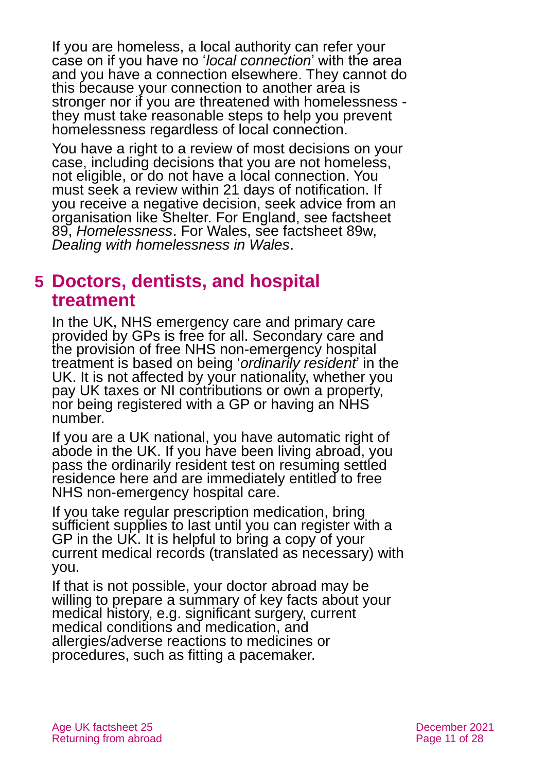If you are homeless, a local authority can refer your case on if you have no '*local connection*' with the area and you have a connection elsewhere. They cannot do this because your connection to another area is stronger nor if you are threatened with homelessness - they must take reasonable steps to help you prevent homelessness regardless of local connection.

You have a right to a review of most decisions on your case, including decisions that you are not homeless, not eligible, or do not have a local connection. You must seek a review within 21 days of notification. If you receive a negative decision, seek advice from an organisation like Shelter. For England, see factsheet 89, *Homelessness*. For Wales, see factsheet 89w, *Dealing with homelessness in Wales*.

## 5 Doctors, dentists, and hospital treatment

In the UK, NHS emergency care and primary care provided by GPs is free for all. Secondary care and the provision of free NHS non-emergency hospital treatment is based on being '*ordinarily resident*' in the UK. It is not affected by your nationality, whether you pay UK taxes or NI contributions or own a property, nor being registered with a GP or having an NHS number.

If you are a UK national, you have automatic right of abode in the UK. If you have been living abroad, you pass the ordinarily resident test on resuming settled residence here and are immediately entitled to free NHS non-emergency hospital care.

If you take regular prescription medication, bring sufficient supplies to last until you can register with a GP in the UK. It is helpful to bring a copy of your current medical records (translated as necessary) with you.

If that is not possible, your doctor abroad may be willing to prepare a summary of key facts about your medical history, e.g. significant surgery, current medical conditions and medication, and allergies/adverse reactions to medicines or procedures, such as fitting a pacemaker.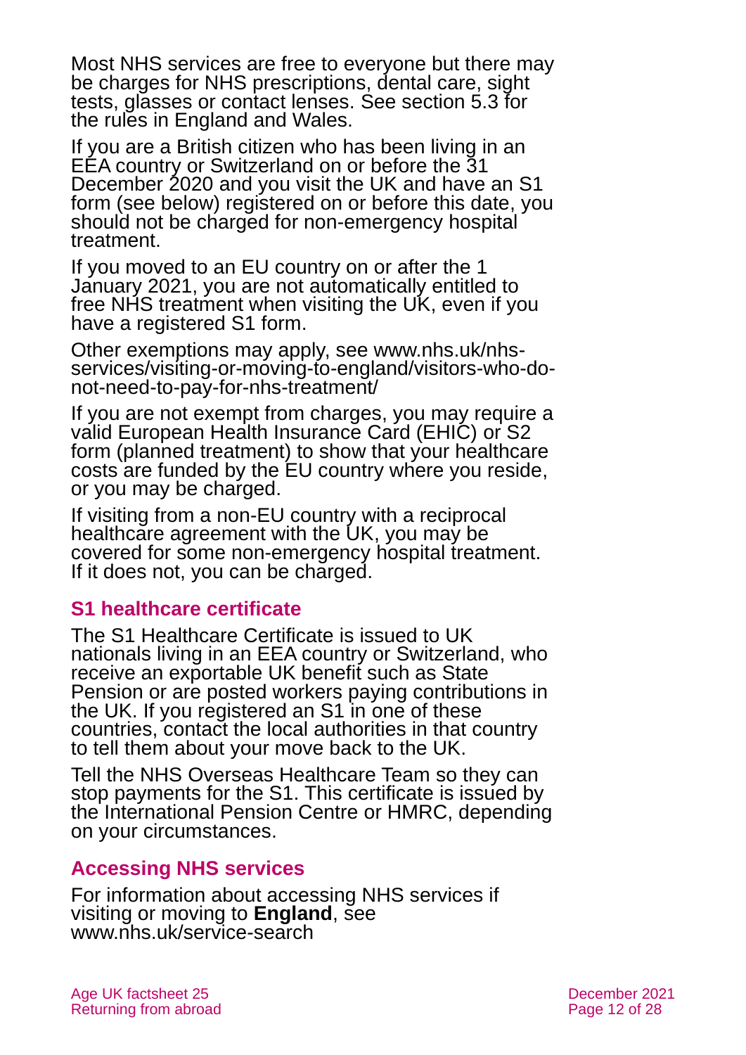Most NHS services are free to everyone but there may be charges for NHS prescriptions, dental care, sight tests, glasses or contact lenses. See section 5.3 for the rules in England and Wales.

If you are a British citizen who has been living in an EEA country or Switzerland on or before the 31 December 2020 and you visit the UK and have an S1 form (see below) registered on or before this date, you should not be charged for non-emergency hospital treatment.

If you moved to an EU country on or after the 1 January 2021, you are not automatically entitled to free NHS treatment when visiting the UK, even if you have a registered S1 form.

Other exemptions may apply, see www.nhs.uk/nhs-services/visiting-or-moving-to-england/visitors-who-do-not-need-to-pay-for-nhs-treatment/

If you are not exempt from charges, you may require a valid European Health Insurance Card (EHIC) or S2 form (planned treatment) to show that your healthcare costs are funded by the EU country where you reside, or you may be charged.

If visiting from a non-EU country with a reciprocal healthcare agreement with the UK, you may be covered for some non-emergency hospital treatment. If it does not, you can be charged.

### S1 healthcare certificate

The S1 Healthcare Certificate is issued to UK nationals living in an EEA country or Switzerland, who receive an exportable UK benefit such as State Pension or are posted workers paying contributions in the UK. If you registered an S1 in one of these countries, contact the local authorities in that country to tell them about your move back to the UK.

Tell the NHS Overseas Healthcare Team so they can stop payments for the S1. This certificate is issued by the International Pension Centre or HMRC, depending on your circumstances.

### Accessing NHS services

For information about accessing NHS services if visiting or moving to **England**, see www.nhs.uk/service-search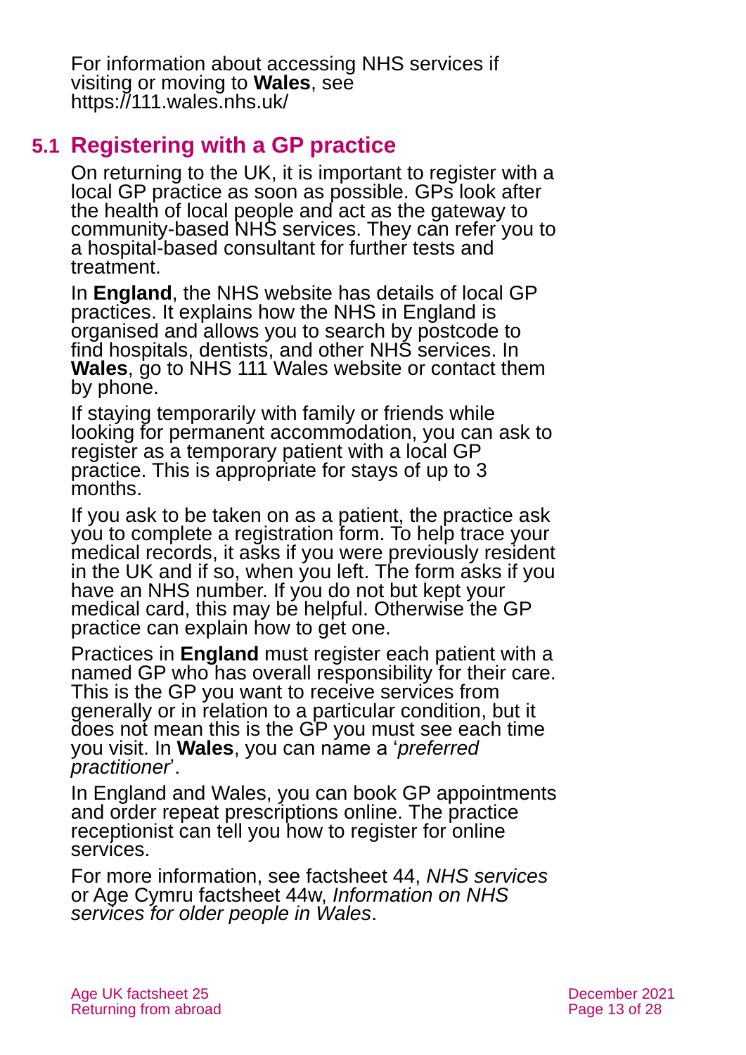For information about accessing NHS services if visiting or moving to **Wales**, see https://111.wales.nhs.uk/

## 5.1 Registering with a GP practice

On returning to the UK, it is important to register with a local GP practice as soon as possible. GPs look after the health of local people and act as the gateway to community-based NHS services. They can refer you to a hospital-based consultant for further tests and treatment.

In **England**, the NHS website has details of local GP practices. It explains how the NHS in England is organised and allows you to search by postcode to find hospitals, dentists, and other NHS services. In **Wales**, go to NHS 111 Wales website or contact them by phone.

If staying temporarily with family or friends while looking for permanent accommodation, you can ask to register as a temporary patient with a local GP practice. This is appropriate for stays of up to 3 months.

If you ask to be taken on as a patient, the practice ask you to complete a registration form. To help trace your medical records, it asks if you were previously resident in the UK and if so, when you left. The form asks if you have an NHS number. If you do not but kept your medical card, this may be helpful. Otherwise the GP practice can explain how to get one.

Practices in **England** must register each patient with a named GP who has overall responsibility for their care. This is the GP you want to receive services from generally or in relation to a particular condition, but it does not mean this is the GP you must see each time you visit. In **Wales**, you can name a '*preferred practitioner*'.

In England and Wales, you can book GP appointments and order repeat prescriptions online. The practice receptionist can tell you how to register for online services.

For more information, see factsheet 44, *NHS services* or Age Cymru factsheet 44w, *Information on NHS services for older people in Wales*.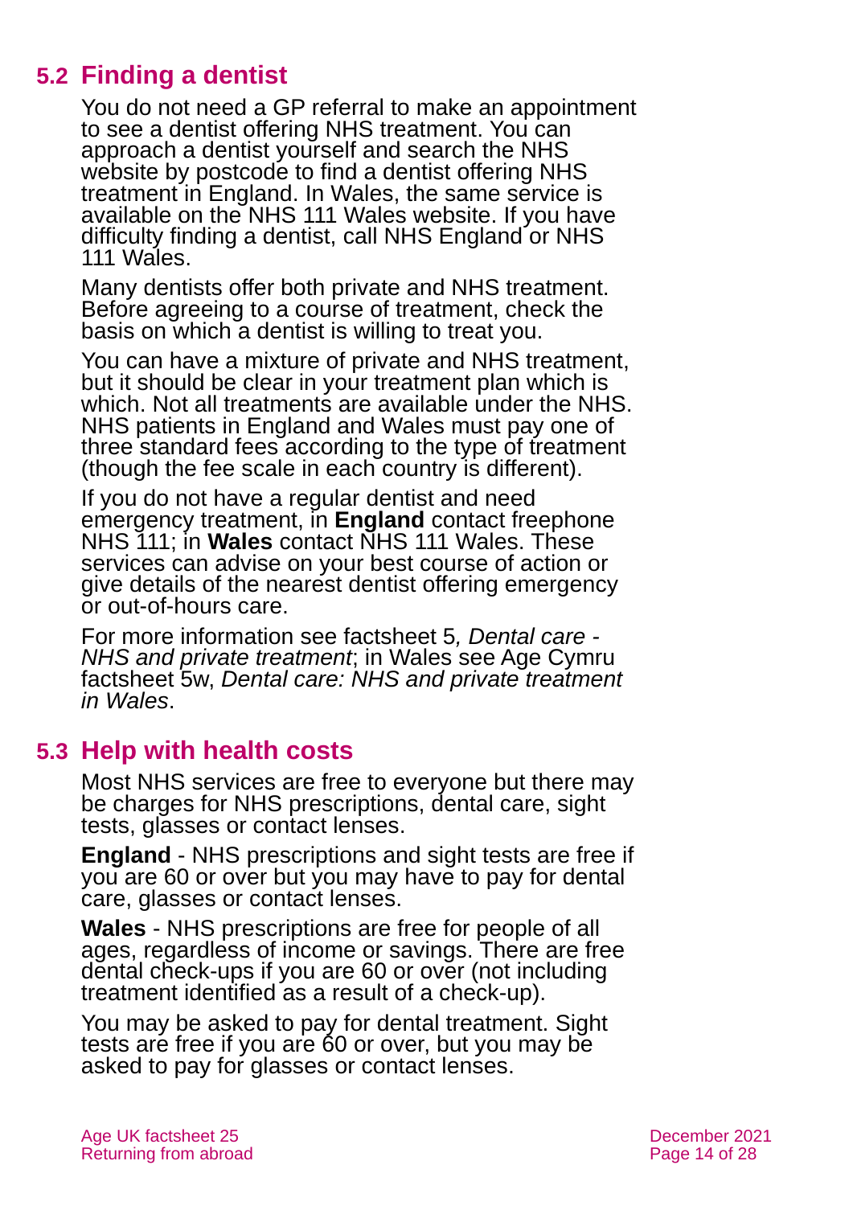## 5.2 Finding a dentist

You do not need a GP referral to make an appointment to see a dentist offering NHS treatment. You can approach a dentist yourself and search the NHS website by postcode to find a dentist offering NHS treatment in England. In Wales, the same service is available on the NHS 111 Wales website. If you have difficulty finding a dentist, call NHS England or NHS 111 Wales.

Many dentists offer both private and NHS treatment. Before agreeing to a course of treatment, check the basis on which a dentist is willing to treat you.

You can have a mixture of private and NHS treatment, but it should be clear in your treatment plan which is which. Not all treatments are available under the NHS. NHS patients in England and Wales must pay one of three standard fees according to the type of treatment (though the fee scale in each country is different).

If you do not have a regular dentist and need emergency treatment, in **England** contact freephone NHS 111; in **Wales** contact NHS 111 Wales. These services can advise on your best course of action or give details of the nearest dentist offering emergency or out-of-hours care.

For more information see factsheet 5, *Dental care - NHS and private treatment*; in Wales see Age Cymru factsheet 5w, *Dental care: NHS and private treatment in Wales*.

## 5.3 Help with health costs

Most NHS services are free to everyone but there may be charges for NHS prescriptions, dental care, sight tests, glasses or contact lenses.

**England** - NHS prescriptions and sight tests are free if you are 60 or over but you may have to pay for dental care, glasses or contact lenses.

**Wales** - NHS prescriptions are free for people of all ages, regardless of income or savings. There are free dental check-ups if you are 60 or over (not including treatment identified as a result of a check-up).

You may be asked to pay for dental treatment. Sight tests are free if you are 60 or over, but you may be asked to pay for glasses or contact lenses.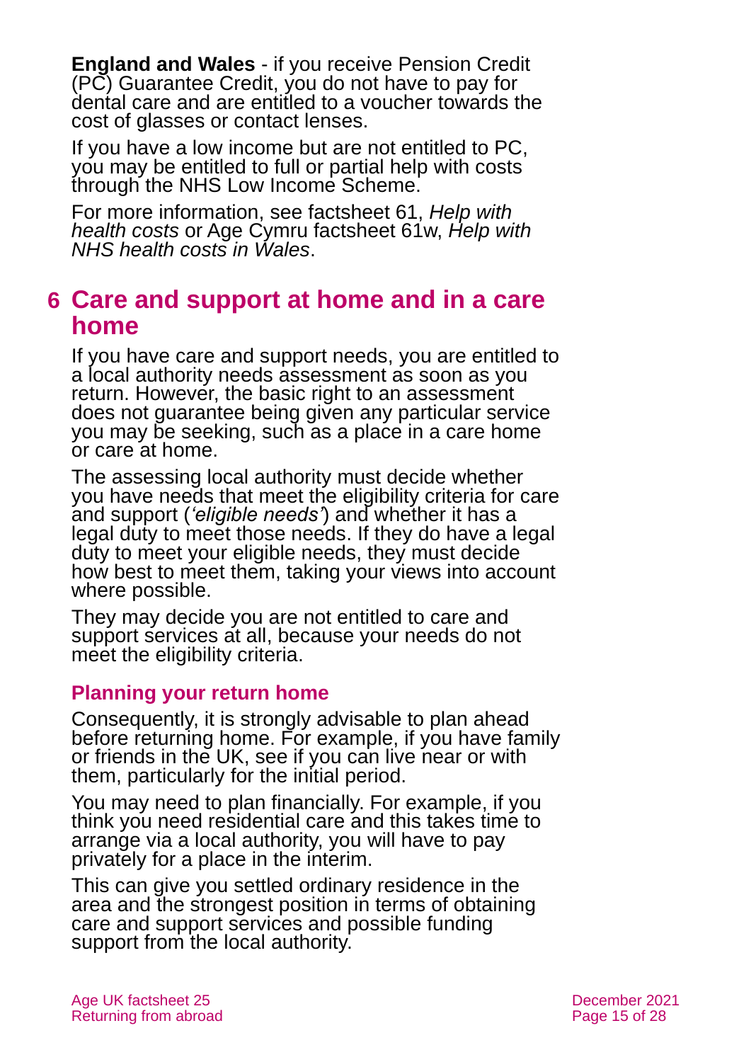**England and Wales** - if you receive Pension Credit (PC) Guarantee Credit, you do not have to pay for dental care and are entitled to a voucher towards the cost of glasses or contact lenses.

If you have a low income but are not entitled to PC, you may be entitled to full or partial help with costs through the NHS Low Income Scheme.

For more information, see factsheet 61, *Help with health costs* or Age Cymru factsheet 61w, *Help with NHS health costs in Wales*.

## 6 Care and support at home and in a care home

If you have care and support needs, you are entitled to a local authority needs assessment as soon as you return. However, the basic right to an assessment does not guarantee being given any particular service you may be seeking, such as a place in a care home or care at home.

The assessing local authority must decide whether you have needs that meet the eligibility criteria for care and support (*'eligible needs'*) and whether it has a legal duty to meet those needs. If they do have a legal duty to meet your eligible needs, they must decide how best to meet them, taking your views into account where possible.

They may decide you are not entitled to care and support services at all, because your needs do not meet the eligibility criteria.

### Planning your return home

Consequently, it is strongly advisable to plan ahead before returning home. For example, if you have family or friends in the UK, see if you can live near or with them, particularly for the initial period.

You may need to plan financially. For example, if you think you need residential care and this takes time to arrange via a local authority, you will have to pay privately for a place in the interim.

This can give you settled ordinary residence in the area and the strongest position in terms of obtaining care and support services and possible funding support from the local authority.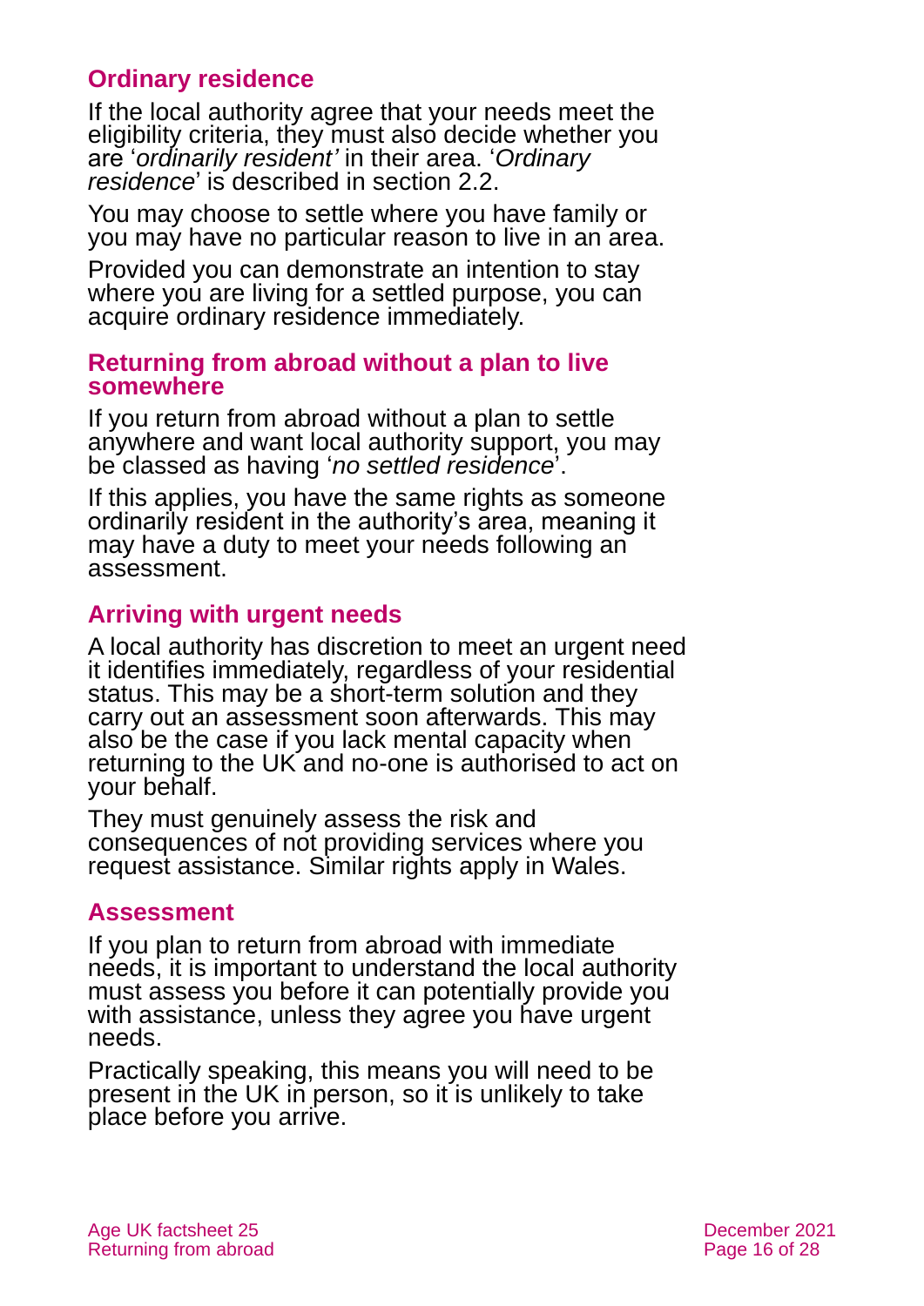### Ordinary residence

If the local authority agree that your needs meet the eligibility criteria, they must also decide whether you are '*ordinarily resident'* in their area. '*Ordinary residence*' is described in section 2.2.

You may choose to settle where you have family or you may have no particular reason to live in an area.

Provided you can demonstrate an intention to stay where you are living for a settled purpose, you can acquire ordinary residence immediately.

#### Returning from abroad without a plan to live somewhere

If you return from abroad without a plan to settle anywhere and want local authority support, you may be classed as having '*no settled residence*'.

If this applies, you have the same rights as someone ordinarily resident in the authority's area, meaning it may have a duty to meet your needs following an assessment.

### Arriving with urgent needs

A local authority has discretion to meet an urgent need it identifies immediately, regardless of your residential status. This may be a short-term solution and they carry out an assessment soon afterwards. This may also be the case if you lack mental capacity when returning to the UK and no-one is authorised to act on your behalf.

They must genuinely assess the risk and consequences of not providing services where you request assistance. Similar rights apply in Wales.

### Assessment

If you plan to return from abroad with immediate needs, it is important to understand the local authority must assess you before it can potentially provide you with assistance, unless they agree you have urgent needs.

Practically speaking, this means you will need to be present in the UK in person, so it is unlikely to take place before you arrive.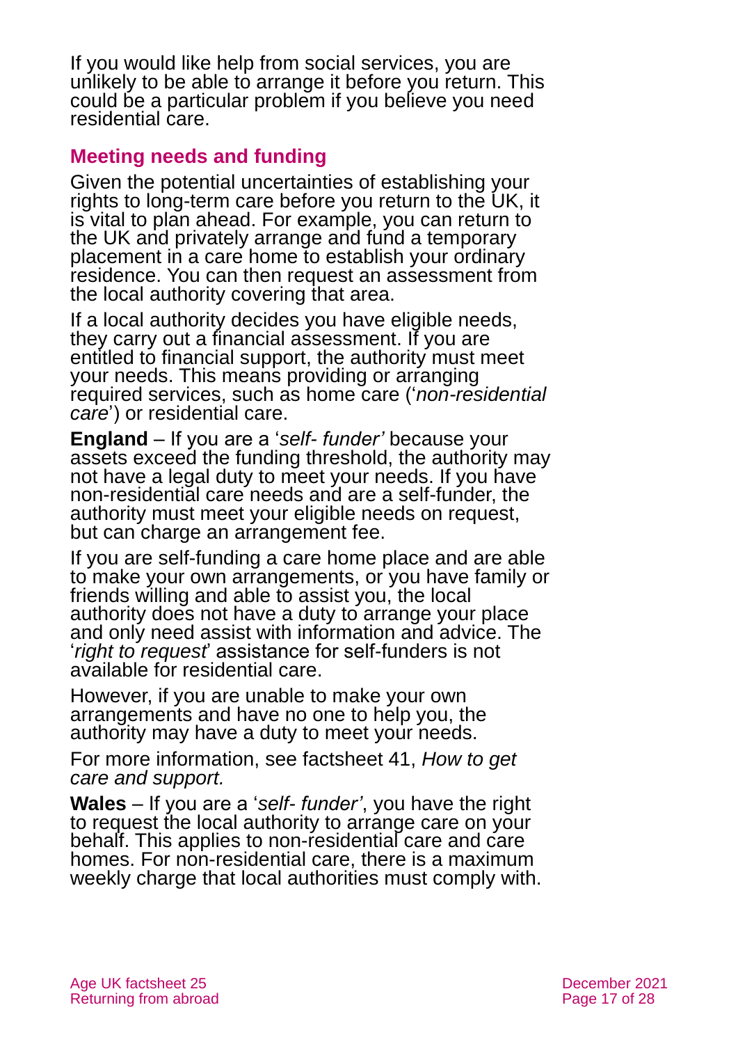If you would like help from social services, you are unlikely to be able to arrange it before you return. This could be a particular problem if you believe you need residential care.

## Meeting needs and funding

Given the potential uncertainties of establishing your rights to long-term care before you return to the UK, it is vital to plan ahead. For example, you can return to the UK and privately arrange and fund a temporary placement in a care home to establish your ordinary residence. You can then request an assessment from the local authority covering that area.

If a local authority decides you have eligible needs, they carry out a financial assessment. If you are entitled to financial support, the authority must meet your needs. This means providing or arranging required services, such as home care ('*non-residential care*') or residential care.

**England** – If you are a '*self- funder'* because your assets exceed the funding threshold, the authority may not have a legal duty to meet your needs. If you have non-residential care needs and are a self-funder, the authority must meet your eligible needs on request, but can charge an arrangement fee.

If you are self-funding a care home place and are able to make your own arrangements, or you have family or friends willing and able to assist you, the local authority does not have a duty to arrange your place and only need assist with information and advice. The '*right to request*' assistance for self-funders is not available for residential care.

However, if you are unable to make your own arrangements and have no one to help you, the authority may have a duty to meet your needs.

For more information, see factsheet 41, *How to get care and support.*

**Wales** – If you are a '*self- funder'*, you have the right to request the local authority to arrange care on your behalf. This applies to non-residential care and care homes. For non-residential care, there is a maximum weekly charge that local authorities must comply with.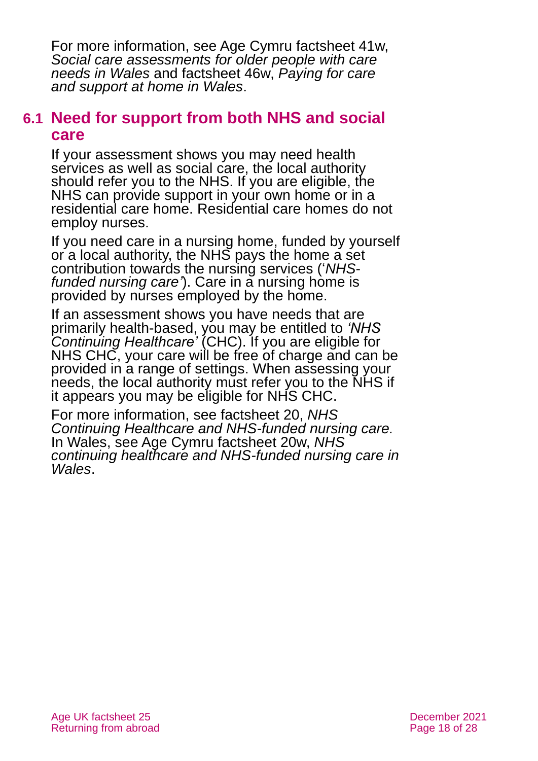For more information, see Age Cymru factsheet 41w, *Social care assessments for older people with care needs in Wales* and factsheet 46w, *Paying for care and support at home in Wales*.

## 6.1 Need for support from both NHS and social care

If your assessment shows you may need health services as well as social care, the local authority should refer you to the NHS. If you are eligible, the NHS can provide support in your own home or in a residential care home. Residential care homes do not employ nurses.

If you need care in a nursing home, funded by yourself or a local authority, the NHS pays the home a set contribution towards the nursing services ('*NHS-funded nursing care'*). Care in a nursing home is provided by nurses employed by the home.

If an assessment shows you have needs that are primarily health-based, you may be entitled to *'NHS Continuing Healthcare'* (CHC). If you are eligible for NHS CHC, your care will be free of charge and can be provided in a range of settings. When assessing your needs, the local authority must refer you to the NHS if it appears you may be eligible for NHS CHC.

For more information, see factsheet 20, *NHS Continuing Healthcare and NHS-funded nursing care.* In Wales, see Age Cymru factsheet 20w, *NHS continuing healthcare and NHS-funded nursing care in Wales*.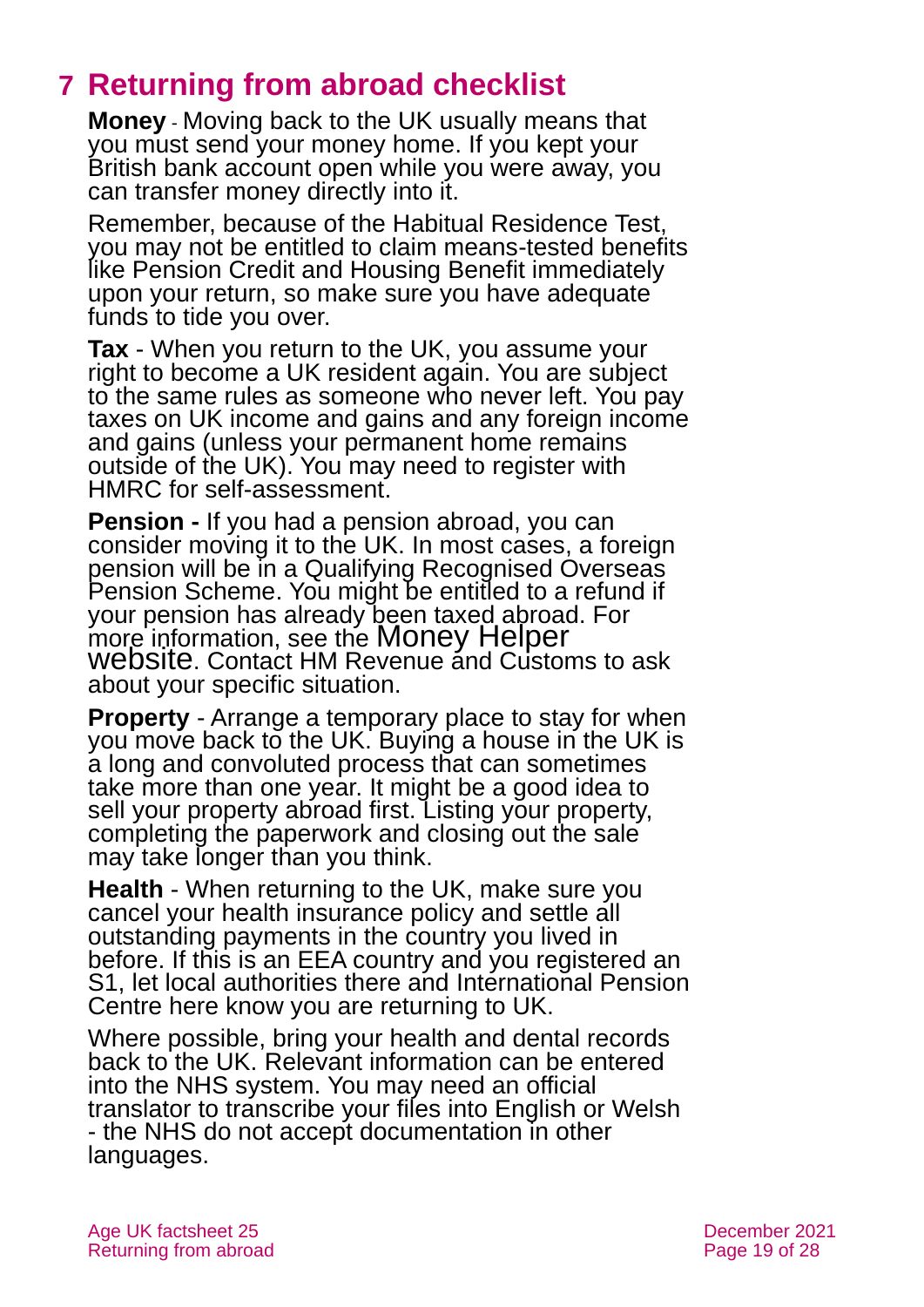## 7 Returning from abroad checklist

**Money** - Moving back to the UK usually means that you must send your money home. If you kept your British bank account open while you were away, you can transfer money directly into it.

Remember, because of the Habitual Residence Test, you may not be entitled to claim means-tested benefits like Pension Credit and Housing Benefit immediately upon your return, so make sure you have adequate funds to tide you over.

**Tax** - When you return to the UK, you assume your right to become a UK resident again. You are subject to the same rules as someone who never left. You pay taxes on UK income and gains and any foreign income and gains (unless your permanent home remains outside of the UK). You may need to register with HMRC for self-assessment.

**Pension -** If you had a pension abroad, you can consider moving it to the UK. In most cases, a foreign pension will be in a Qualifying Recognised Overseas Pension Scheme. You might be entitled to a refund if your pension has already been taxed abroad. For more information, see the Money Helper website. Contact HM Revenue and Customs to ask about your specific situation.

**Property** - Arrange a temporary place to stay for when you move back to the UK. Buying a house in the UK is a long and convoluted process that can sometimes take more than one year. It might be a good idea to sell your property abroad first. Listing your property, completing the paperwork and closing out the sale may take longer than you think.

**Health** - When returning to the UK, make sure you cancel your health insurance policy and settle all outstanding payments in the country you lived in before. If this is an EEA country and you registered an S1, let local authorities there and International Pension Centre here know you are returning to UK.

Where possible, bring your health and dental records back to the UK. Relevant information can be entered into the NHS system. You may need an official translator to transcribe your files into English or Welsh - the NHS do not accept documentation in other languages.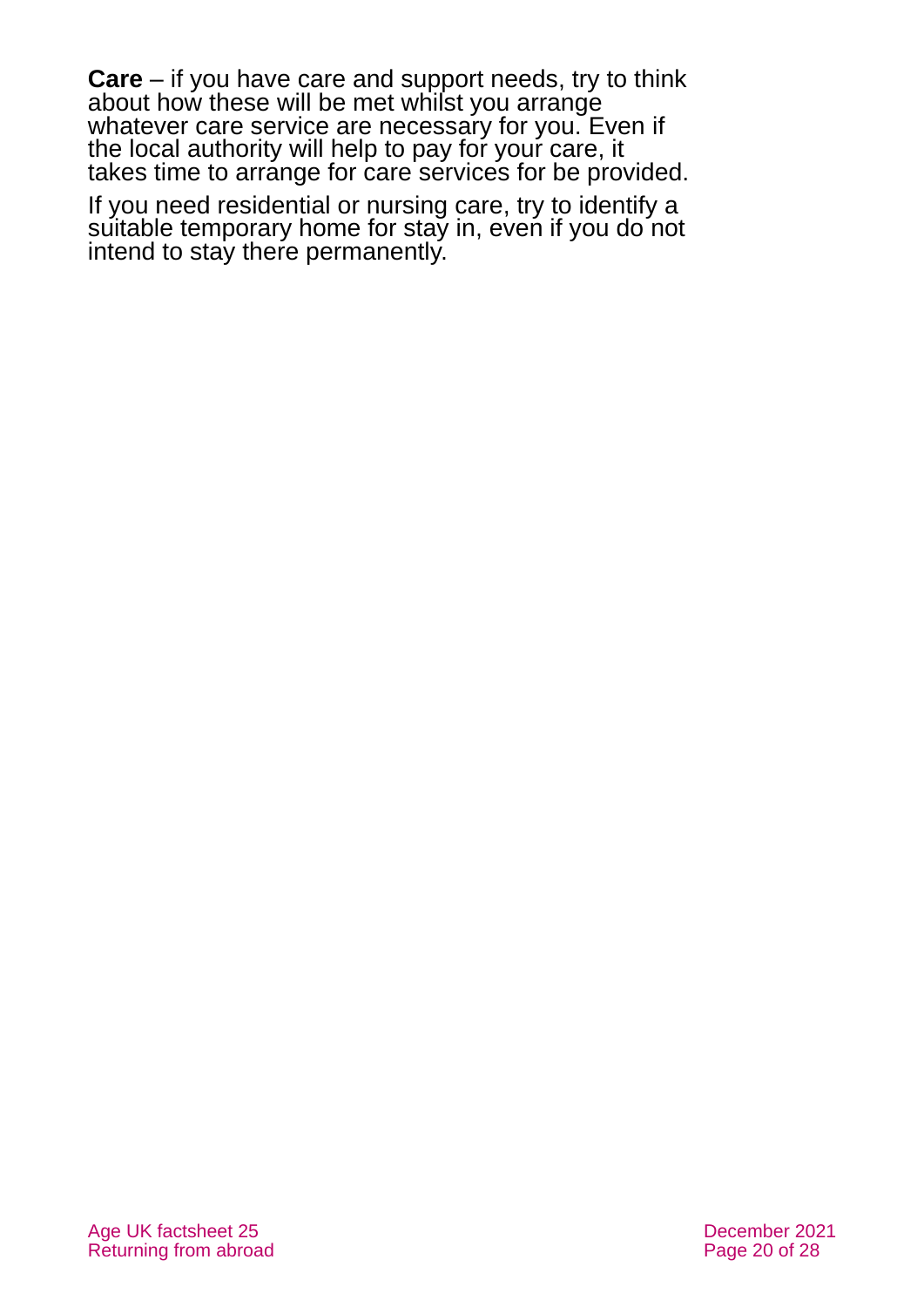**Care** – if you have care and support needs, try to think about how these will be met whilst you arrange whatever care service are necessary for you. Even if the local authority will help to pay for your care, it takes time to arrange for care services for be provided.

If you need residential or nursing care, try to identify a suitable temporary home for stay in, even if you do not intend to stay there permanently.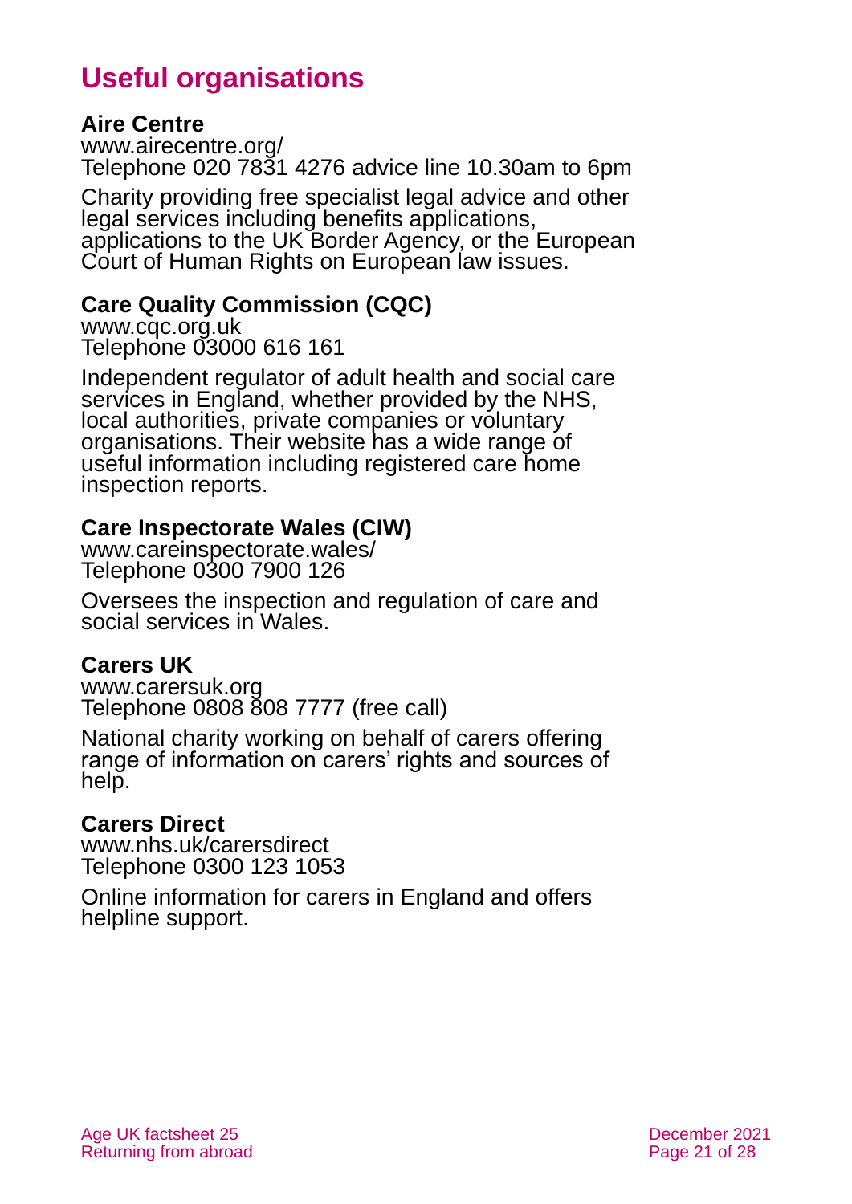# Useful organisations

**Aire Centre**
www.airecentre.org/
Telephone 020 7831 4276 advice line 10.30am to 6pm

Charity providing free specialist legal advice and other legal services including benefits applications, applications to the UK Border Agency, or the European Court of Human Rights on European law issues.

**Care Quality Commission (CQC)**
www.cqc.org.uk
Telephone 03000 616 161

Independent regulator of adult health and social care services in England, whether provided by the NHS, local authorities, private companies or voluntary organisations. Their website has a wide range of useful information including registered care home inspection reports.

**Care Inspectorate Wales (CIW)**
www.careinspectorate.wales/
Telephone 0300 7900 126

Oversees the inspection and regulation of care and social services in Wales.

**Carers UK**
www.carersuk.org
Telephone 0808 808 7777 (free call)

National charity working on behalf of carers offering range of information on carers' rights and sources of help.

**Carers Direct**
www.nhs.uk/carersdirect
Telephone 0300 123 1053

Online information for carers in England and offers helpline support.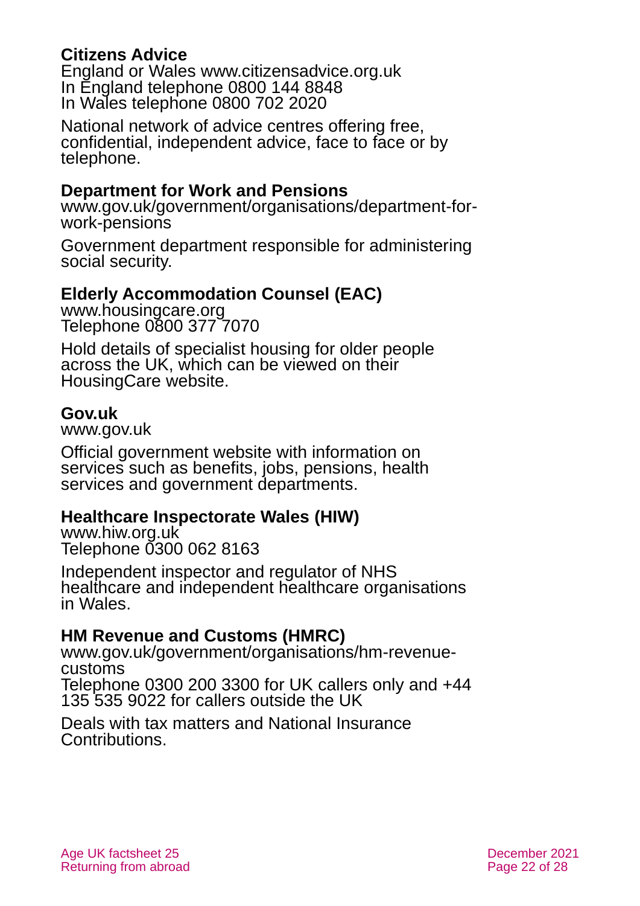**Citizens Advice**
England or Wales www.citizensadvice.org.uk
In England telephone 0800 144 8848
In Wales telephone 0800 702 2020

National network of advice centres offering free, confidential, independent advice, face to face or by telephone.

**Department for Work and Pensions**
www.gov.uk/government/organisations/department-for-work-pensions

Government department responsible for administering social security.

**Elderly Accommodation Counsel (EAC)**
www.housingcare.org
Telephone 0800 377 7070

Hold details of specialist housing for older people across the UK, which can be viewed on their HousingCare website.

**Gov.uk**
www.gov.uk

Official government website with information on services such as benefits, jobs, pensions, health services and government departments.

**Healthcare Inspectorate Wales (HIW)**
www.hiw.org.uk
Telephone 0300 062 8163

Independent inspector and regulator of NHS healthcare and independent healthcare organisations in Wales.

**HM Revenue and Customs (HMRC)**
www.gov.uk/government/organisations/hm-revenue-customs
Telephone 0300 200 3300 for UK callers only and +44 135 535 9022 for callers outside the UK

Deals with tax matters and National Insurance Contributions.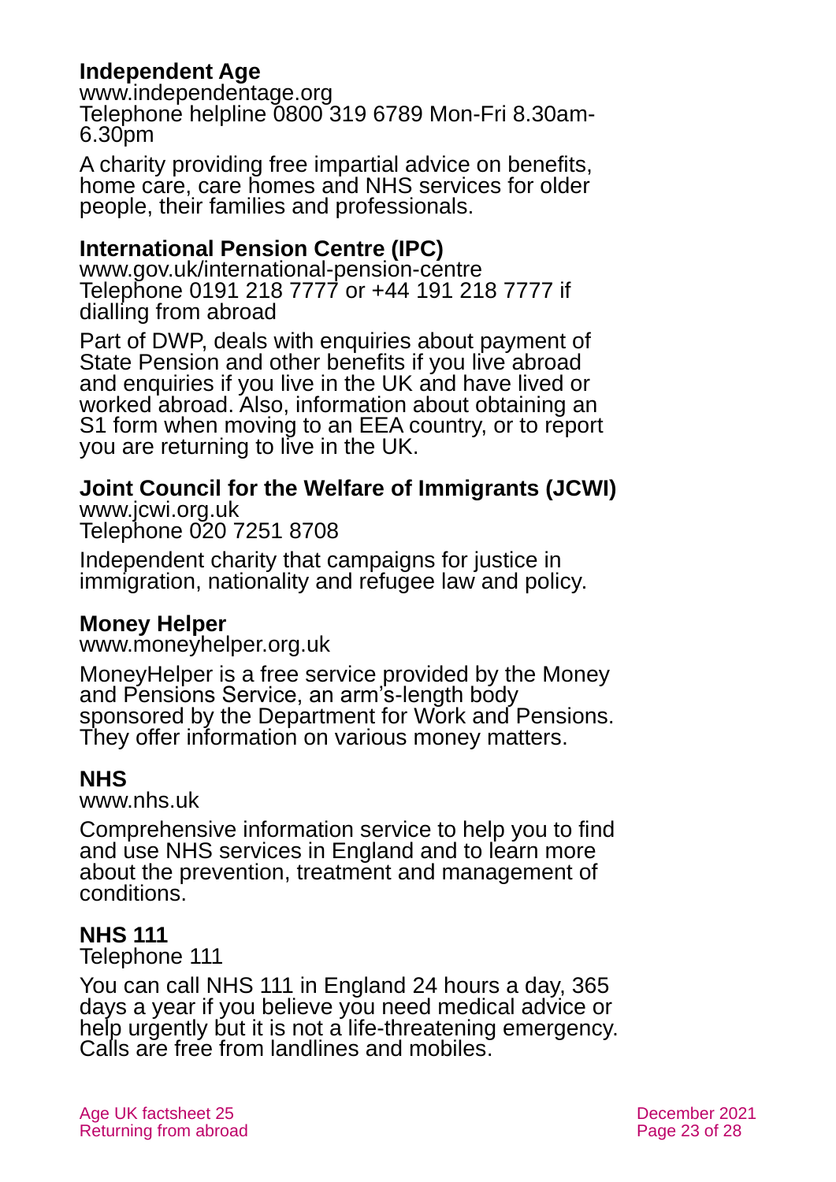**Independent Age**
www.independentage.org
Telephone helpline 0800 319 6789 Mon-Fri 8.30am-6.30pm

A charity providing free impartial advice on benefits, home care, care homes and NHS services for older people, their families and professionals.

**International Pension Centre (IPC)**
www.gov.uk/international-pension-centre
Telephone 0191 218 7777 or +44 191 218 7777 if dialling from abroad

Part of DWP, deals with enquiries about payment of State Pension and other benefits if you live abroad and enquiries if you live in the UK and have lived or worked abroad. Also, information about obtaining an S1 form when moving to an EEA country, or to report you are returning to live in the UK.

**Joint Council for the Welfare of Immigrants (JCWI)**
www.jcwi.org.uk
Telephone 020 7251 8708

Independent charity that campaigns for justice in immigration, nationality and refugee law and policy.

**Money Helper**
www.moneyhelper.org.uk

MoneyHelper is a free service provided by the Money and Pensions Service, an arm's-length body sponsored by the Department for Work and Pensions. They offer information on various money matters.

**NHS**
www.nhs.uk

Comprehensive information service to help you to find and use NHS services in England and to learn more about the prevention, treatment and management of conditions.

**NHS 111**
Telephone 111

You can call NHS 111 in England 24 hours a day, 365 days a year if you believe you need medical advice or help urgently but it is not a life-threatening emergency. Calls are free from landlines and mobiles.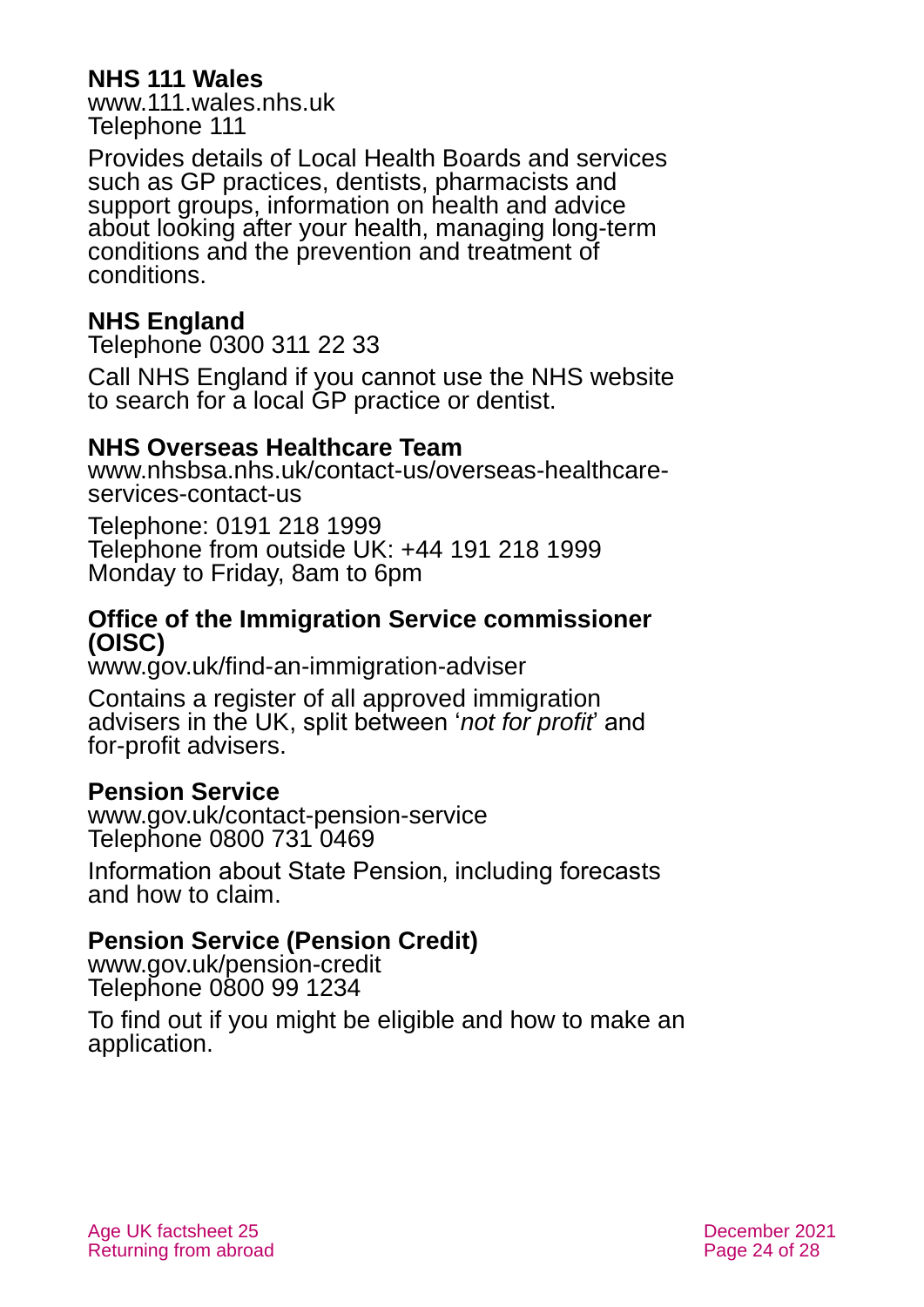### NHS 111 Wales

www.111.wales.nhs.uk
Telephone 111

Provides details of Local Health Boards and services such as GP practices, dentists, pharmacists and support groups, information on health and advice about looking after your health, managing long-term conditions and the prevention and treatment of conditions.

### NHS England

Telephone 0300 311 22 33

Call NHS England if you cannot use the NHS website to search for a local GP practice or dentist.

### NHS Overseas Healthcare Team

www.nhsbsa.nhs.uk/contact-us/overseas-healthcare-services-contact-us

Telephone: 0191 218 1999
Telephone from outside UK: +44 191 218 1999
Monday to Friday, 8am to 6pm

### Office of the Immigration Service commissioner (OISC)

www.gov.uk/find-an-immigration-adviser

Contains a register of all approved immigration advisers in the UK, split between '*not for profit*' and for-profit advisers.

### Pension Service

www.gov.uk/contact-pension-service
Telephone 0800 731 0469

Information about State Pension, including forecasts and how to claim.

### Pension Service (Pension Credit)

www.gov.uk/pension-credit
Telephone 0800 99 1234

To find out if you might be eligible and how to make an application.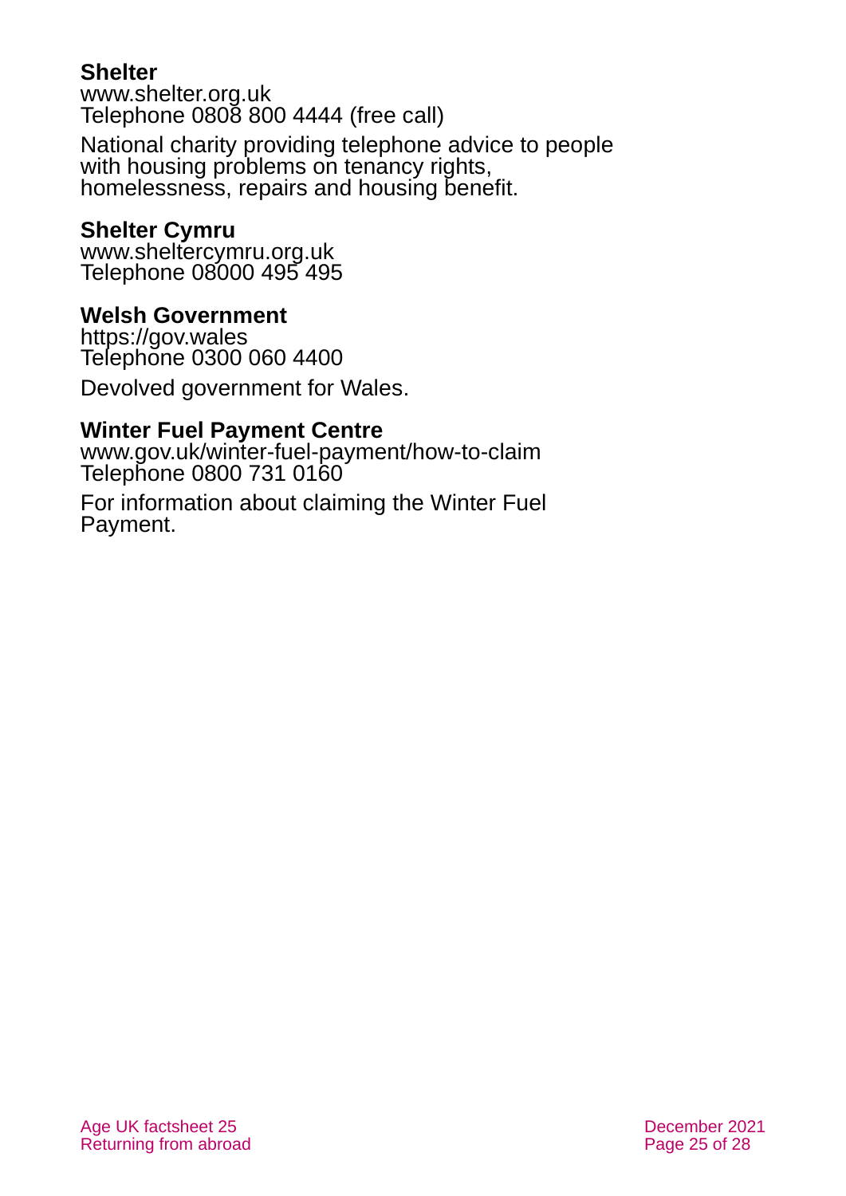**Shelter**
www.shelter.org.uk
Telephone 0808 800 4444 (free call)

National charity providing telephone advice to people with housing problems on tenancy rights, homelessness, repairs and housing benefit.

**Shelter Cymru**
www.sheltercymru.org.uk
Telephone 08000 495 495

**Welsh Government**
https://gov.wales
Telephone 0300 060 4400

Devolved government for Wales.

**Winter Fuel Payment Centre**
www.gov.uk/winter-fuel-payment/how-to-claim
Telephone 0800 731 0160

For information about claiming the Winter Fuel Payment.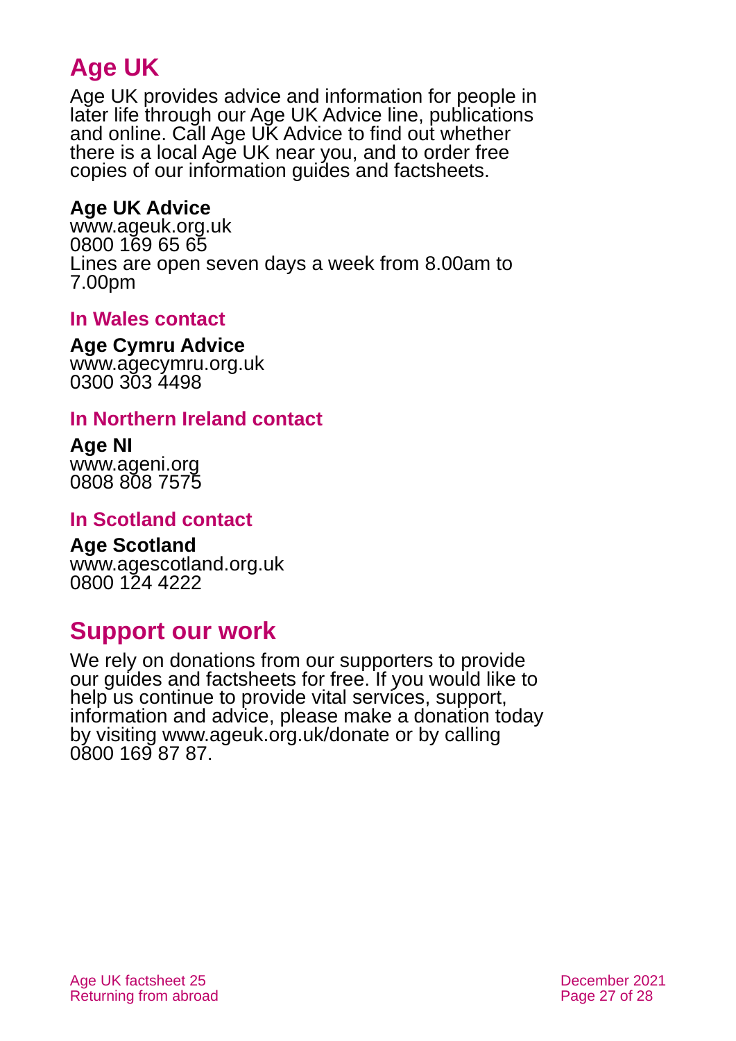## Age UK

Age UK provides advice and information for people in later life through our Age UK Advice line, publications and online. Call Age UK Advice to find out whether there is a local Age UK near you, and to order free copies of our information guides and factsheets.

**Age UK Advice**
www.ageuk.org.uk
0800 169 65 65
Lines are open seven days a week from 8.00am to 7.00pm

### In Wales contact

**Age Cymru Advice**
www.agecymru.org.uk
0300 303 4498

### In Northern Ireland contact

**Age NI**
www.ageni.org
0808 808 7575

### In Scotland contact

**Age Scotland**
www.agescotland.org.uk
0800 124 4222

## Support our work

We rely on donations from our supporters to provide our guides and factsheets for free. If you would like to help us continue to provide vital services, support, information and advice, please make a donation today by visiting www.ageuk.org.uk/donate or by calling 0800 169 87 87.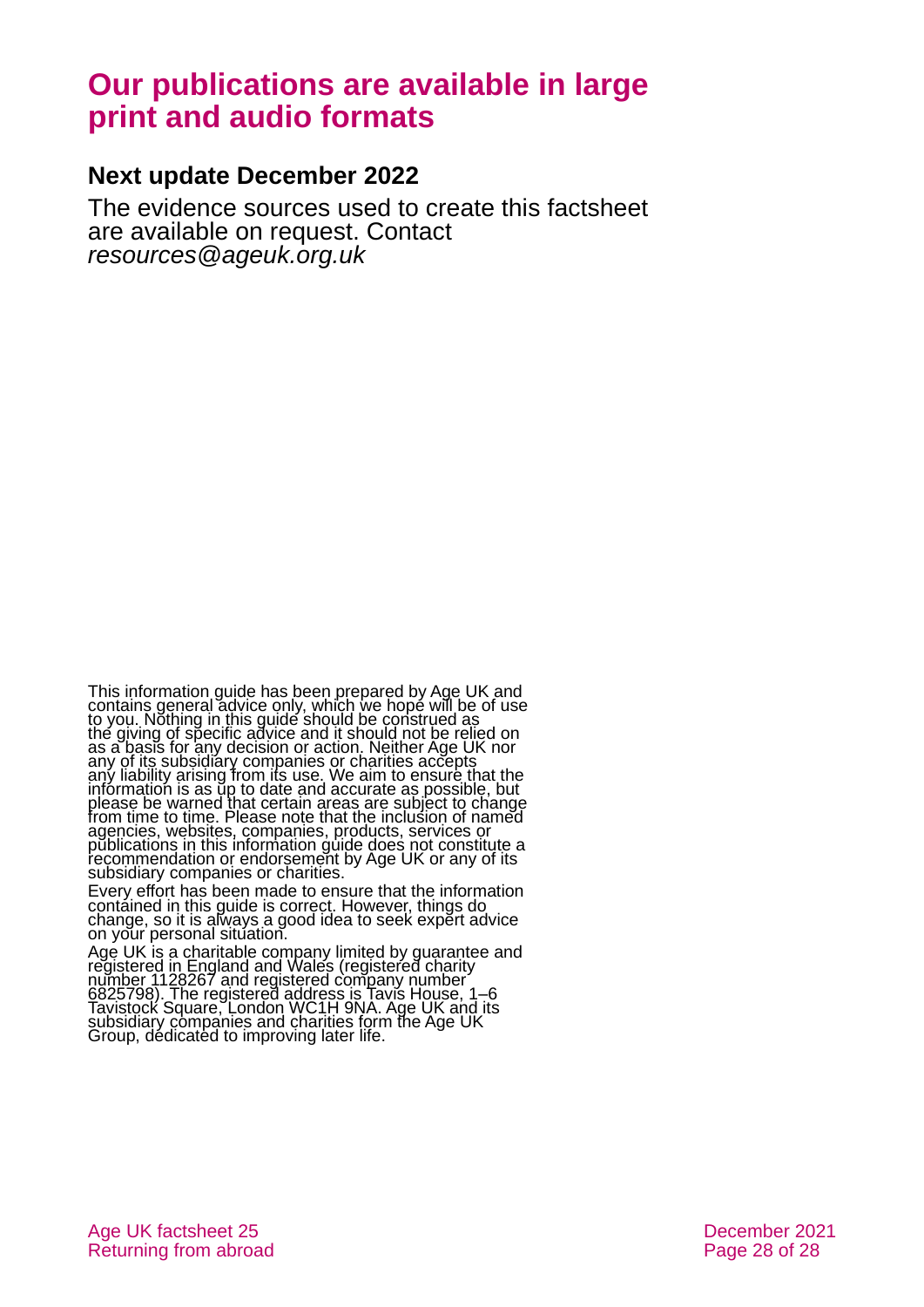# Our publications are available in large print and audio formats

## Next update December 2022

The evidence sources used to create this factsheet are available on request. Contact *resources@ageuk.org.uk*

This information guide has been prepared by Age UK and contains general advice only, which we hope will be of use to you. Nothing in this guide should be construed as the giving of specific advice and it should not be relied on as a basis for any decision or action. Neither Age UK nor any of its subsidiary companies or charities accepts any liability arising from its use. We aim to ensure that the information is as up to date and accurate as possible, but please be warned that certain areas are subject to change from time to time. Please note that the inclusion of named agencies, websites, companies, products, services or publications in this information guide does not constitute a recommendation or endorsement by Age UK or any of its subsidiary companies or charities.

Every effort has been made to ensure that the information contained in this guide is correct. However, things do change, so it is always a good idea to seek expert advice on your personal situation.

Age UK is a charitable company limited by guarantee and registered in England and Wales (registered charity number 1128267 and registered company number 6825798). The registered address is Tavis House, 1–6 Tavistock Square, London WC1H 9NA. Age UK and its subsidiary companies and charities form the Age UK Group, dedicated to improving later life.